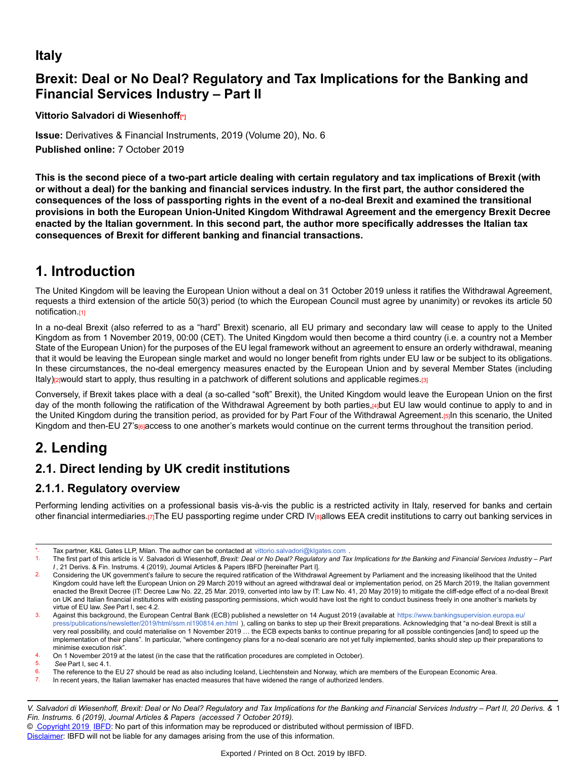# Italy

## Brexit: Deal or No Deal? Regulatory and Tax Implications for the Banking and Financial Services Industry – Part II

**Vittorio Salvadori di Wiesenhoff**[*]

**Issue:** Derivatives & Financial Instruments, 2019 (Volume 20), No. 6

**Published online:** 7 October 2019

**This is the second piece of a two-part article dealing with certain regulatory and tax implications of Brexit (with or without a deal) for the banking and financial services industry. In the first part, the author considered the consequences of the loss of passporting rights in the event of a no-deal Brexit and examined the transitional provisions in both the European Union-United Kingdom Withdrawal Agreement and the emergency Brexit Decree enacted by the Italian government. In this second part, the author more specifically addresses the Italian tax consequences of Brexit for different banking and financial transactions.**

# 1. Introduction

The United Kingdom will be leaving the European Union without a deal on 31 October 2019 unless it ratifies the Withdrawal Agreement, requests a third extension of the article 50(3) period (to which the European Council must agree by unanimity) or revokes its article 50 notification.[1]

In a no-deal Brexit (also referred to as a "hard" Brexit) scenario, all EU primary and secondary law will cease to apply to the United Kingdom as from 1 November 2019, 00:00 (CET). The United Kingdom would then become a third country (i.e. a country not a Member State of the European Union) for the purposes of the EU legal framework without an agreement to ensure an orderly withdrawal, meaning that it would be leaving the European single market and would no longer benefit from rights under EU law or be subject to its obligations. In these circumstances, the no-deal emergency measures enacted by the European Union and by several Member States (including Italy)[2] would start to apply, thus resulting in a patchwork of different solutions and applicable regimes.[3]

Conversely, if Brexit takes place with a deal (a so-called "soft" Brexit), the United Kingdom would leave the European Union on the first day of the month following the ratification of the Withdrawal Agreement by both parties,[4] but EU law would continue to apply to and in the United Kingdom during the transition period, as provided for by Part Four of the Withdrawal Agreement.[5] In this scenario, the United Kingdom and then-EU 27's[6] access to one another's markets would continue on the current terms throughout the transition period.

# 2. Lending

## 2.1. Direct lending by UK credit institutions

### 2.1.1. Regulatory overview

Performing lending activities on a professional basis vis-à-vis the public is a restricted activity in Italy, reserved for banks and certain other financial intermediaries.[7] The EU passporting regime under CRD IV[8] allows EEA credit institutions to carry out banking services in

---

[*] Tax partner, K&L Gates LLP, Milan. The author can be contacted at vittorio.salvadori@klgates.com .

[1] The first part of this article is V. Salvadori di Wiesenhoff, *Brexit: Deal or No Deal? Regulatory and Tax Implications for the Banking and Financial Services Industry – Part I* , 21 Derivs. & Fin. Instrums. 4 (2019), Journal Articles & Papers IBFD [hereinafter Part I].

[2] Considering the UK government's failure to secure the required ratification of the Withdrawal Agreement by Parliament and the increasing likelihood that the United Kingdom could have left the European Union on 29 March 2019 without an agreed withdrawal deal or implementation period, on 25 March 2019, the Italian government enacted the Brexit Decree (IT: Decree Law No. 22, 25 Mar. 2019, converted into law by IT: Law No. 41, 20 May 2019) to mitigate the cliff-edge effect of a no-deal Brexit on UK and Italian financial institutions with existing passporting permissions, which would have lost the right to conduct business freely in one another's markets by virtue of EU law. *See* Part I, sec 4.2.

[3] Against this background, the European Central Bank (ECB) published a newsletter on 14 August 2019 (available at https://www.bankingsupervision.europa.eu/press/publications/newsletter/2019/html/ssm.nl190814.en.html ), calling on banks to step up their Brexit preparations. Acknowledging that "a no-deal Brexit is still a very real possibility, and could materialise on 1 November 2019 … the ECB expects banks to continue preparing for all possible contingencies [and] to speed up the implementation of their plans". In particular, "where contingency plans for a no-deal scenario are not yet fully implemented, banks should step up their preparations to minimise execution risk".

[4] On 1 November 2019 at the latest (in the case that the ratification procedures are completed in October).

[5] *See* Part I, sec 4.1.

[6] The reference to the EU 27 should be read as also including Iceland, Liechtenstein and Norway, which are members of the European Economic Area.

[7] In recent years, the Italian lawmaker has enacted measures that have widened the range of authorized lenders.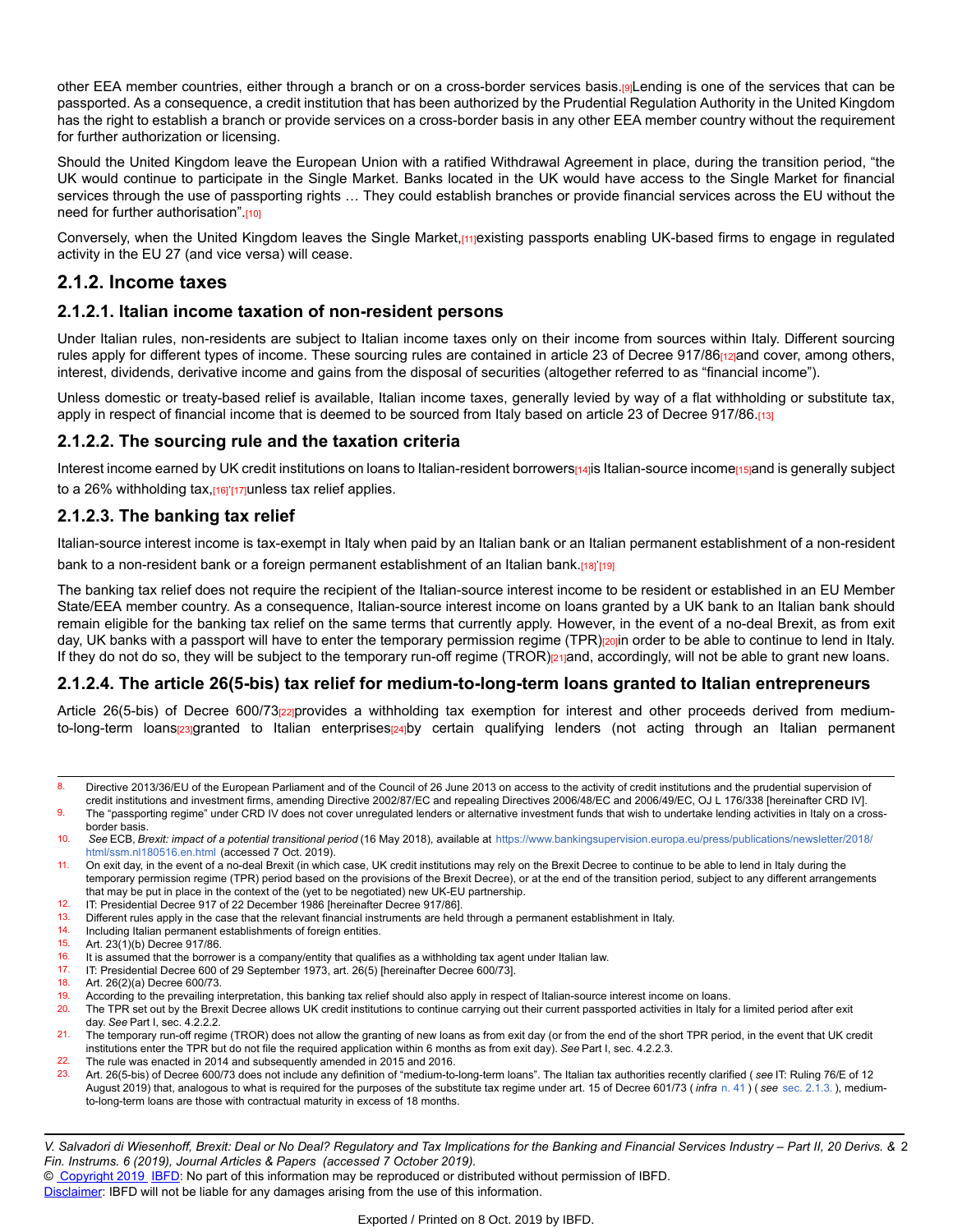other EEA member countries, either through a branch or on a cross-border services basis.[9] Lending is one of the services that can be passported. As a consequence, a credit institution that has been authorized by the Prudential Regulation Authority in the United Kingdom has the right to establish a branch or provide services on a cross-border basis in any other EEA member country without the requirement for further authorization or licensing.

Should the United Kingdom leave the European Union with a ratified Withdrawal Agreement in place, during the transition period, "the UK would continue to participate in the Single Market. Banks located in the UK would have access to the Single Market for financial services through the use of passporting rights … They could establish branches or provide financial services across the EU without the need for further authorisation".[10]

Conversely, when the United Kingdom leaves the Single Market,[11] existing passports enabling UK-based firms to engage in regulated activity in the EU 27 (and vice versa) will cease.

## 2.1.2. Income taxes

### 2.1.2.1. Italian income taxation of non-resident persons

Under Italian rules, non-residents are subject to Italian income taxes only on their income from sources within Italy. Different sourcing rules apply for different types of income. These sourcing rules are contained in article 23 of Decree 917/86[12] and cover, among others, interest, dividends, derivative income and gains from the disposal of securities (altogether referred to as "financial income").

Unless domestic or treaty-based relief is available, Italian income taxes, generally levied by way of a flat withholding or substitute tax, apply in respect of financial income that is deemed to be sourced from Italy based on article 23 of Decree 917/86.[13]

### 2.1.2.2. The sourcing rule and the taxation criteria

Interest income earned by UK credit institutions on loans to Italian-resident borrowers[14] is Italian-source income[15] and is generally subject to a 26% withholding tax,[16],[17] unless tax relief applies.

### 2.1.2.3. The banking tax relief

Italian-source interest income is tax-exempt in Italy when paid by an Italian bank or an Italian permanent establishment of a non-resident bank to a non-resident bank or a foreign permanent establishment of an Italian bank.[18],[19]

The banking tax relief does not require the recipient of the Italian-source interest income to be resident or established in an EU Member State/EEA member country. As a consequence, Italian-source interest income on loans granted by a UK bank to an Italian bank should remain eligible for the banking tax relief on the same terms that currently apply. However, in the event of a no-deal Brexit, as from exit day, UK banks with a passport will have to enter the temporary permission regime (TPR)[20] in order to be able to continue to lend in Italy. If they do not do so, they will be subject to the temporary run-off regime (TROR)[21] and, accordingly, will not be able to grant new loans.

### 2.1.2.4. The article 26(5-bis) tax relief for medium-to-long-term loans granted to Italian entrepreneurs

Article 26(5-bis) of Decree 600/73[22] provides a withholding tax exemption for interest and other proceeds derived from medium-to-long-term loans[23] granted to Italian enterprises[24] by certain qualifying lenders (not acting through an Italian permanent

---

8. Directive 2013/36/EU of the European Parliament and of the Council of 26 June 2013 on access to the activity of credit institutions and the prudential supervision of credit institutions and investment firms, amending Directive 2002/87/EC and repealing Directives 2006/48/EC and 2006/49/EC, OJ L 176/338 [hereinafter CRD IV].
9. The "passporting regime" under CRD IV does not cover unregulated lenders or alternative investment funds that wish to undertake lending activities in Italy on a cross-border basis.
10. *See* ECB, *Brexit: impact of a potential transitional period* (16 May 2018), available at https://www.bankingsupervision.europa.eu/press/publications/newsletter/2018/html/ssm.nl180516.en.html (accessed 7 Oct. 2019).
11. On exit day, in the event of a no-deal Brexit (in which case, UK credit institutions may rely on the Brexit Decree to continue to be able to lend in Italy during the temporary permission regime (TPR) period based on the provisions of the Brexit Decree), or at the end of the transition period, subject to any different arrangements that may be put in place in the context of the (yet to be negotiated) new UK-EU partnership.
12. IT: Presidential Decree 917 of 22 December 1986 [hereinafter Decree 917/86].
13. Different rules apply in the case that the relevant financial instruments are held through a permanent establishment in Italy.
14. Including Italian permanent establishments of foreign entities.
15. Art. 23(1)(b) Decree 917/86.
16. It is assumed that the borrower is a company/entity that qualifies as a withholding tax agent under Italian law.
17. IT: Presidential Decree 600 of 29 September 1973, art. 26(5) [hereinafter Decree 600/73].
18. Art. 26(2)(a) Decree 600/73.
19. According to the prevailing interpretation, this banking tax relief should also apply in respect of Italian-source interest income on loans.
20. The TPR set out by the Brexit Decree allows UK credit institutions to continue carrying out their current passported activities in Italy for a limited period after exit day. *See* Part I, sec. 4.2.2.2.
21. The temporary run-off regime (TROR) does not allow the granting of new loans as from exit day (or from the end of the short TPR period, in the event that UK credit institutions enter the TPR but do not file the required application within 6 months as from exit day). *See* Part I, sec. 4.2.2.3.
22. The rule was enacted in 2014 and subsequently amended in 2015 and 2016.
23. Art. 26(5-bis) of Decree 600/73 does not include any definition of "medium-to-long-term loans". The Italian tax authorities recently clarified ( *see* IT: Ruling 76/E of 12 August 2019) that, analogous to what is required for the purposes of the substitute tax regime under art. 15 of Decree 601/73 ( *infra* n. 41 ) ( *see* sec. 2.1.3. ), medium-to-long-term loans are those with contractual maturity in excess of 18 months.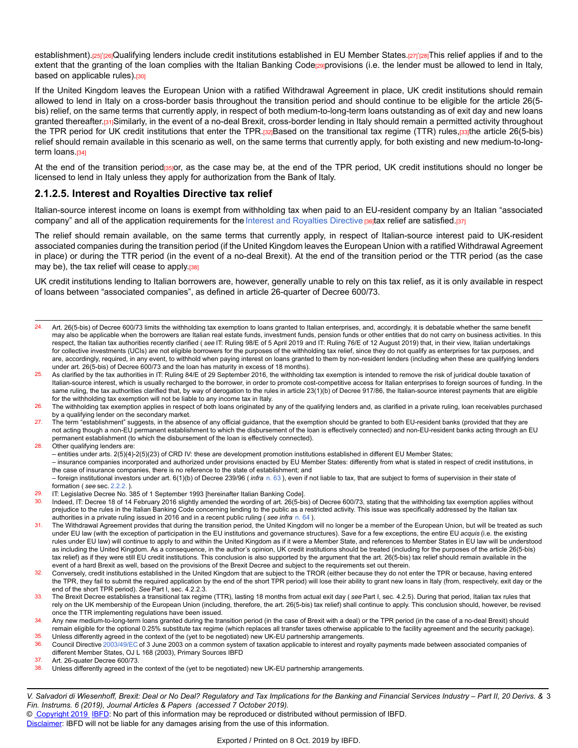establishment).[25]'[26]Qualifying lenders include credit institutions established in EU Member States.[27]'[28]This relief applies if and to the extent that the granting of the loan complies with the Italian Banking Code[29]provisions (i.e. the lender must be allowed to lend in Italy, based on applicable rules).[30]

If the United Kingdom leaves the European Union with a ratified Withdrawal Agreement in place, UK credit institutions should remain allowed to lend in Italy on a cross-border basis throughout the transition period and should continue to be eligible for the article 26(5-bis) relief, on the same terms that currently apply, in respect of both medium-to-long-term loans outstanding as of exit day and new loans granted thereafter.[31]Similarly, in the event of a no-deal Brexit, cross-border lending in Italy should remain a permitted activity throughout the TPR period for UK credit institutions that enter the TPR.[32]Based on the transitional tax regime (TTR) rules,[33]the article 26(5-bis) relief should remain available in this scenario as well, on the same terms that currently apply, for both existing and new medium-to-long-term loans.[34]

At the end of the transition period[35]or, as the case may be, at the end of the TPR period, UK credit institutions should no longer be licensed to lend in Italy unless they apply for authorization from the Bank of Italy.

### 2.1.2.5. Interest and Royalties Directive tax relief

Italian-source interest income on loans is exempt from withholding tax when paid to an EU-resident company by an Italian "associated company" and all of the application requirements for the Interest and Royalties Directive[36]tax relief are satisfied.[37]

The relief should remain available, on the same terms that currently apply, in respect of Italian-source interest paid to UK-resident associated companies during the transition period (if the United Kingdom leaves the European Union with a ratified Withdrawal Agreement in place) or during the TTR period (in the event of a no-deal Brexit). At the end of the transition period or the TTR period (as the case may be), the tax relief will cease to apply.[38]

UK credit institutions lending to Italian borrowers are, however, generally unable to rely on this tax relief, as it is only available in respect of loans between "associated companies", as defined in article 26-quater of Decree 600/73.

---

24. Art. 26(5-bis) of Decree 600/73 limits the withholding tax exemption to loans granted to Italian enterprises, and, accordingly, it is debatable whether the same benefit may also be applicable when the borrowers are Italian real estate funds, investment funds, pension funds or other entities that do not carry on business activities. In this respect, the Italian tax authorities recently clarified ( *see* IT: Ruling 98/E of 5 April 2019 and IT: Ruling 76/E of 12 August 2019) that, in their view, Italian undertakings for collective investments (UCIs) are not eligible borrowers for the purposes of the withholding tax relief, since they do not qualify as enterprises for tax purposes, and are, accordingly, required, in any event, to withhold when paying interest on loans granted to them by non-resident lenders (including when these are qualifying lenders under art. 26(5-bis) of Decree 600/73 and the loan has maturity in excess of 18 months).
25. As clarified by the tax authorities in IT: Ruling 84/E of 29 September 2016, the withholding tax exemption is intended to remove the risk of juridical double taxation of Italian-source interest, which is usually recharged to the borrower, in order to promote cost-competitive access for Italian enterprises to foreign sources of funding. In the same ruling, the tax authorities clarified that, by way of derogation to the rules in article 23(1)(b) of Decree 917/86, the Italian-source interest payments that are eligible for the withholding tax exemption will not be liable to any income tax in Italy.
26. The withholding tax exemption applies in respect of both loans originated by any of the qualifying lenders and, as clarified in a private ruling, loan receivables purchased by a qualifying lender on the secondary market.
27. The term "establishment" suggests, in the absence of any official guidance, that the exemption should be granted to both EU-resident banks (provided that they are not acting though a non-EU permanent establishment to which the disbursement of the loan is effectively connected) and non-EU-resident banks acting through an EU permanent establishment (to which the disbursement of the loan is effectively connected).
28. Other qualifying lenders are:
    – entities under arts. 2(5)(4)-2(5)(23) of CRD IV: these are development promotion institutions established in different EU Member States;
    – insurance companies incorporated and authorized under provisions enacted by EU Member States: differently from what is stated in respect of credit institutions, in the case of insurance companies, there is no reference to the state of establishment; and
    – foreign institutional investors under art. 6(1)(b) of Decree 239/96 ( *infra* n. 63 ), even if not liable to tax, that are subject to forms of supervision in their state of formation ( *see* sec. 2.2.2. ).
29. IT: Legislative Decree No. 385 of 1 September 1993 [hereinafter Italian Banking Code].
30. Indeed, IT: Decree 18 of 14 February 2016 slightly amended the wording of art. 26(5-bis) of Decree 600/73, stating that the withholding tax exemption applies without prejudice to the rules in the Italian Banking Code concerning lending to the public as a restricted activity. This issue was specifically addressed by the Italian tax authorities in a private ruling issued in 2016 and in a recent public ruling ( *see infra* n. 64 ).
31. The Withdrawal Agreement provides that during the transition period, the United Kingdom will no longer be a member of the European Union, but will be treated as such under EU law (with the exception of participation in the EU institutions and governance structures). Save for a few exceptions, the entire EU *acquis* (i.e. the existing rules under EU law) will continue to apply to and within the United Kingdom as if it were a Member State, and references to Member States in EU law will be understood as including the United Kingdom. As a consequence, in the author's opinion, UK credit institutions should be treated (including for the purposes of the article 26(5-bis) tax relief) as if they were still EU credit institutions. This conclusion is also supported by the argument that the art. 26(5-bis) tax relief should remain available in the event of a hard Brexit as well, based on the provisions of the Brexit Decree and subject to the requirements set out therein.
32. Conversely, credit institutions established in the United Kingdom that are subject to the TROR (either because they do not enter the TPR or because, having entered the TPR, they fail to submit the required application by the end of the short TPR period) will lose their ability to grant new loans in Italy (from, respectively, exit day or the end of the short TPR period). *See* Part I, sec. 4.2.2.3.
33. The Brexit Decree establishes a transitional tax regime (TTR), lasting 18 months from actual exit day ( *see* Part I, sec. 4.2.5). During that period, Italian tax rules that rely on the UK membership of the European Union (including, therefore, the art. 26(5-bis) tax relief) shall continue to apply. This conclusion should, however, be revised once the TTR implementing regulations have been issued.
34. Any new medium-to-long-term loans granted during the transition period (in the case of Brexit with a deal) or the TPR period (in the case of a no-deal Brexit) should remain eligible for the optional 0.25% substitute tax regime (which replaces all transfer taxes otherwise applicable to the facility agreement and the security package).
35. Unless differently agreed in the context of the (yet to be negotiated) new UK-EU partnership arrangements.
36. Council Directive 2003/49/EC of 3 June 2003 on a common system of taxation applicable to interest and royalty payments made between associated companies of different Member States, OJ L 168 (2003), Primary Sources IBFD
37. Art. 26-quater Decree 600/73.
38. Unless differently agreed in the context of the (yet to be negotiated) new UK-EU partnership arrangements.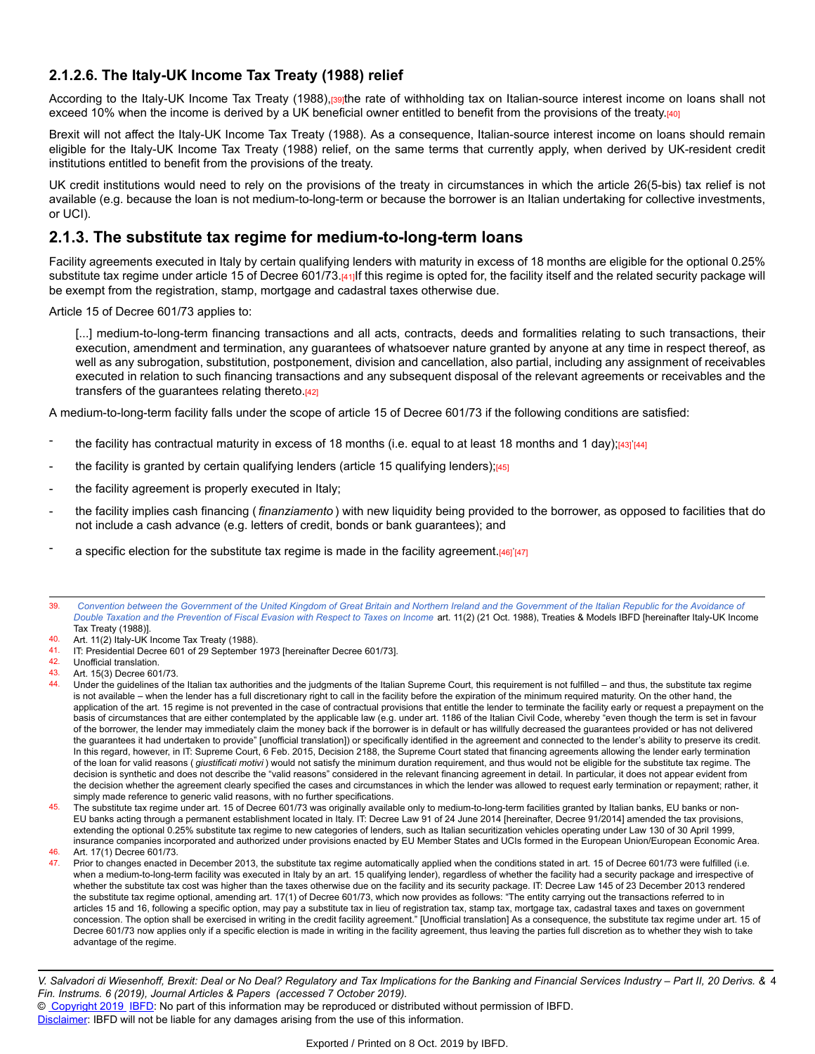### 2.1.2.6. The Italy-UK Income Tax Treaty (1988) relief

According to the Italy-UK Income Tax Treaty (1988),[39]the rate of withholding tax on Italian-source interest income on loans shall not exceed 10% when the income is derived by a UK beneficial owner entitled to benefit from the provisions of the treaty.[40]

Brexit will not affect the Italy-UK Income Tax Treaty (1988). As a consequence, Italian-source interest income on loans should remain eligible for the Italy-UK Income Tax Treaty (1988) relief, on the same terms that currently apply, when derived by UK-resident credit institutions entitled to benefit from the provisions of the treaty.

UK credit institutions would need to rely on the provisions of the treaty in circumstances in which the article 26(5-bis) tax relief is not available (e.g. because the loan is not medium-to-long-term or because the borrower is an Italian undertaking for collective investments, or UCI).

## 2.1.3. The substitute tax regime for medium-to-long-term loans

Facility agreements executed in Italy by certain qualifying lenders with maturity in excess of 18 months are eligible for the optional 0.25% substitute tax regime under article 15 of Decree 601/73.[41]If this regime is opted for, the facility itself and the related security package will be exempt from the registration, stamp, mortgage and cadastral taxes otherwise due.

Article 15 of Decree 601/73 applies to:

> [...] medium-to-long-term financing transactions and all acts, contracts, deeds and formalities relating to such transactions, their execution, amendment and termination, any guarantees of whatsoever nature granted by anyone at any time in respect thereof, as well as any subrogation, substitution, postponement, division and cancellation, also partial, including any assignment of receivables executed in relation to such financing transactions and any subsequent disposal of the relevant agreements or receivables and the transfers of the guarantees relating thereto.[42]

A medium-to-long-term facility falls under the scope of article 15 of Decree 601/73 if the following conditions are satisfied:

- the facility has contractual maturity in excess of 18 months (i.e. equal to at least 18 months and 1 day);[43],[44]
- the facility is granted by certain qualifying lenders (article 15 qualifying lenders);[45]
- the facility agreement is properly executed in Italy;
- the facility implies cash financing ( *finanziamento* ) with new liquidity being provided to the borrower, as opposed to facilities that do not include a cash advance (e.g. letters of credit, bonds or bank guarantees); and
- a specific election for the substitute tax regime is made in the facility agreement.[46],[47]

---

39. *Convention between the Government of the United Kingdom of Great Britain and Northern Ireland and the Government of the Italian Republic for the Avoidance of Double Taxation and the Prevention of Fiscal Evasion with Respect to Taxes on Income* art. 11(2) (21 Oct. 1988), Treaties & Models IBFD [hereinafter Italy-UK Income Tax Treaty (1988)].
40. Art. 11(2) Italy-UK Income Tax Treaty (1988).
41. IT: Presidential Decree 601 of 29 September 1973 [hereinafter Decree 601/73].
42. Unofficial translation.
43. Art. 15(3) Decree 601/73.
44. Under the guidelines of the Italian tax authorities and the judgments of the Italian Supreme Court, this requirement is not fulfilled – and thus, the substitute tax regime is not available – when the lender has a full discretionary right to call in the facility before the expiration of the minimum required maturity. On the other hand, the application of the art. 15 regime is not prevented in the case of contractual provisions that entitle the lender to terminate the facility early or request a prepayment on the basis of circumstances that are either contemplated by the applicable law (e.g. under art. 1186 of the Italian Civil Code, whereby "even though the term is set in favour of the borrower, the lender may immediately claim the money back if the borrower is in default or has willfully decreased the guarantees provided or has not delivered the guarantees it had undertaken to provide" [unofficial translation]) or specifically identified in the agreement and connected to the lender's ability to preserve its credit. In this regard, however, in IT: Supreme Court, 6 Feb. 2015, Decision 2188, the Supreme Court stated that financing agreements allowing the lender early termination of the loan for valid reasons ( *giustificati motivi* ) would not satisfy the minimum duration requirement, and thus would not be eligible for the substitute tax regime. The decision is synthetic and does not describe the "valid reasons" considered in the relevant financing agreement in detail. In particular, it does not appear evident from the decision whether the agreement clearly specified the cases and circumstances in which the lender was allowed to request early termination or repayment; rather, it simply made reference to generic valid reasons, with no further specifications.
45. The substitute tax regime under art. 15 of Decree 601/73 was originally available only to medium-to-long-term facilities granted by Italian banks, EU banks or non-EU banks acting through a permanent establishment located in Italy. IT: Decree Law 91 of 24 June 2014 [hereinafter, Decree 91/2014] amended the tax provisions, extending the optional 0.25% substitute tax regime to new categories of lenders, such as Italian securitization vehicles operating under Law 130 of 30 April 1999, insurance companies incorporated and authorized under provisions enacted by EU Member States and UCIs formed in the European Union/European Economic Area.
46. Art. 17(1) Decree 601/73.
47. Prior to changes enacted in December 2013, the substitute tax regime automatically applied when the conditions stated in art. 15 of Decree 601/73 were fulfilled (i.e. when a medium-to-long-term facility was executed in Italy by an art. 15 qualifying lender), regardless of whether the facility had a security package and irrespective of whether the substitute tax cost was higher than the taxes otherwise due on the facility and its security package. IT: Decree Law 145 of 23 December 2013 rendered the substitute tax regime optional, amending art. 17(1) of Decree 601/73, which now provides as follows: "The entity carrying out the transactions referred to in articles 15 and 16, following a specific option, may pay a substitute tax in lieu of registration tax, stamp tax, mortgage tax, cadastral taxes and taxes on government concession. The option shall be exercised in writing in the credit facility agreement." [Unofficial translation] As a consequence, the substitute tax regime under art. 15 of Decree 601/73 now applies only if a specific election is made in writing in the facility agreement, thus leaving the parties full discretion as to whether they wish to take advantage of the regime.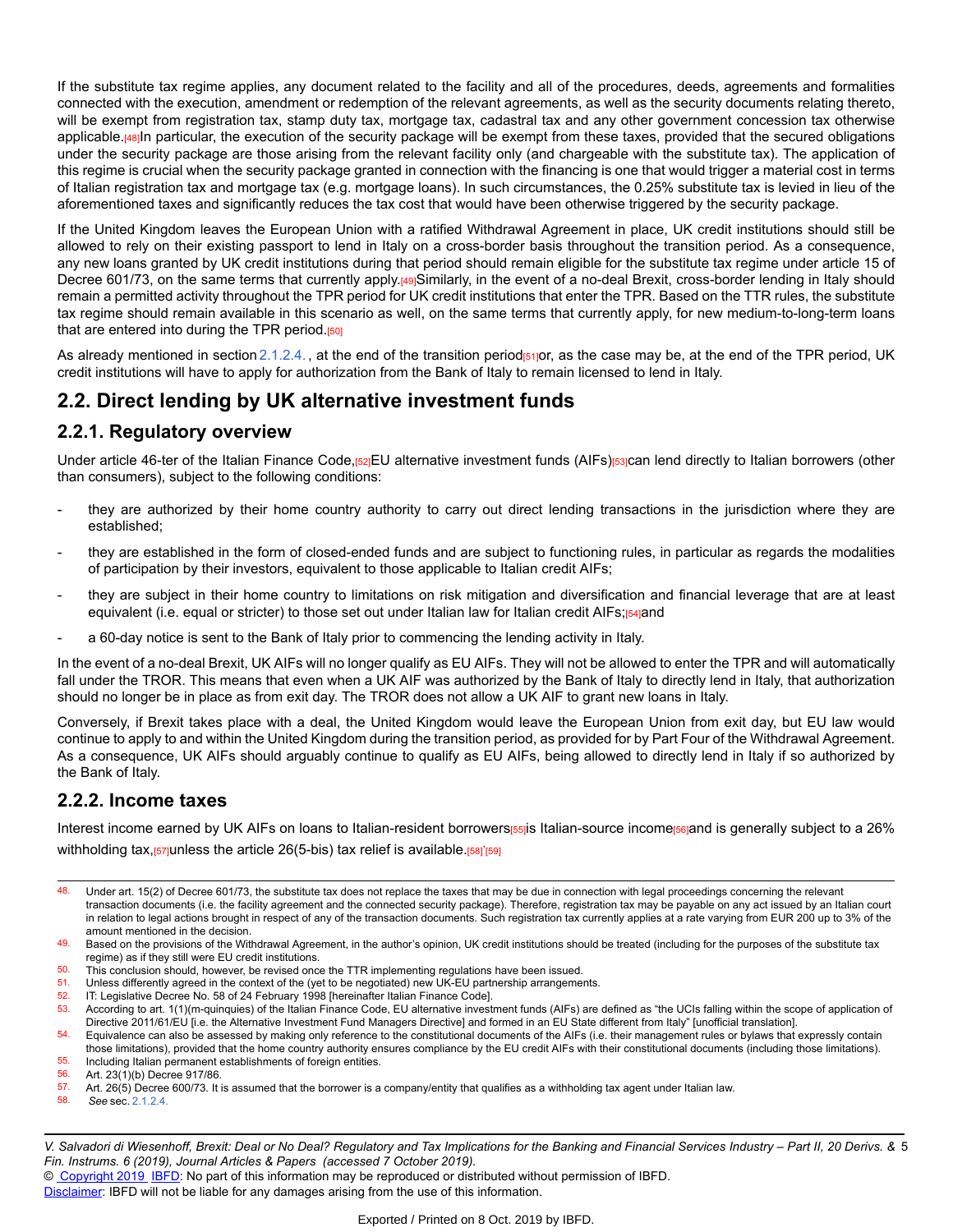If the substitute tax regime applies, any document related to the facility and all of the procedures, deeds, agreements and formalities connected with the execution, amendment or redemption of the relevant agreements, as well as the security documents relating thereto, will be exempt from registration tax, stamp duty tax, mortgage tax, cadastral tax and any other government concession tax otherwise applicable.[48] In particular, the execution of the security package will be exempt from these taxes, provided that the secured obligations under the security package are those arising from the relevant facility only (and chargeable with the substitute tax). The application of this regime is crucial when the security package granted in connection with the financing is one that would trigger a material cost in terms of Italian registration tax and mortgage tax (e.g. mortgage loans). In such circumstances, the 0.25% substitute tax is levied in lieu of the aforementioned taxes and significantly reduces the tax cost that would have been otherwise triggered by the security package.

If the United Kingdom leaves the European Union with a ratified Withdrawal Agreement in place, UK credit institutions should still be allowed to rely on their existing passport to lend in Italy on a cross-border basis throughout the transition period. As a consequence, any new loans granted by UK credit institutions during that period should remain eligible for the substitute tax regime under article 15 of Decree 601/73, on the same terms that currently apply.[49] Similarly, in the event of a no-deal Brexit, cross-border lending in Italy should remain a permitted activity throughout the TPR period for UK credit institutions that enter the TPR. Based on the TTR rules, the substitute tax regime should remain available in this scenario as well, on the same terms that currently apply, for new medium-to-long-term loans that are entered into during the TPR period.[50]

As already mentioned in section 2.1.2.4., at the end of the transition period[51] or, as the case may be, at the end of the TPR period, UK credit institutions will have to apply for authorization from the Bank of Italy to remain licensed to lend in Italy.

## 2.2. Direct lending by UK alternative investment funds

### 2.2.1. Regulatory overview

Under article 46-ter of the Italian Finance Code,[52] EU alternative investment funds (AIFs)[53] can lend directly to Italian borrowers (other than consumers), subject to the following conditions:

- they are authorized by their home country authority to carry out direct lending transactions in the jurisdiction where they are established;
- they are established in the form of closed-ended funds and are subject to functioning rules, in particular as regards the modalities of participation by their investors, equivalent to those applicable to Italian credit AIFs;
- they are subject in their home country to limitations on risk mitigation and diversification and financial leverage that are at least equivalent (i.e. equal or stricter) to those set out under Italian law for Italian credit AIFs;[54] and
- a 60-day notice is sent to the Bank of Italy prior to commencing the lending activity in Italy.

In the event of a no-deal Brexit, UK AIFs will no longer qualify as EU AIFs. They will not be allowed to enter the TPR and will automatically fall under the TROR. This means that even when a UK AIF was authorized by the Bank of Italy to directly lend in Italy, that authorization should no longer be in place as from exit day. The TROR does not allow a UK AIF to grant new loans in Italy.

Conversely, if Brexit takes place with a deal, the United Kingdom would leave the European Union from exit day, but EU law would continue to apply to and within the United Kingdom during the transition period, as provided for by Part Four of the Withdrawal Agreement. As a consequence, UK AIFs should arguably continue to qualify as EU AIFs, being allowed to directly lend in Italy if so authorized by the Bank of Italy.

### 2.2.2. Income taxes

Interest income earned by UK AIFs on loans to Italian-resident borrowers[55] is Italian-source income[56] and is generally subject to a 26% withholding tax,[57] unless the article 26(5-bis) tax relief is available.[58],[59]

---

48. Under art. 15(2) of Decree 601/73, the substitute tax does not replace the taxes that may be due in connection with legal proceedings concerning the relevant transaction documents (i.e. the facility agreement and the connected security package). Therefore, registration tax may be payable on any act issued by an Italian court in relation to legal actions brought in respect of any of the transaction documents. Such registration tax currently applies at a rate varying from EUR 200 up to 3% of the amount mentioned in the decision.
49. Based on the provisions of the Withdrawal Agreement, in the author's opinion, UK credit institutions should be treated (including for the purposes of the substitute tax regime) as if they still were EU credit institutions.
50. This conclusion should, however, be revised once the TTR implementing regulations have been issued.
51. Unless differently agreed in the context of the (yet to be negotiated) new UK-EU partnership arrangements.
52. IT: Legislative Decree No. 58 of 24 February 1998 [hereinafter Italian Finance Code].
53. According to art. 1(1)(m-quinquies) of the Italian Finance Code, EU alternative investment funds (AIFs) are defined as "the UCIs falling within the scope of application of Directive 2011/61/EU [i.e. the Alternative Investment Fund Managers Directive] and formed in an EU State different from Italy" [unofficial translation].
54. Equivalence can also be assessed by making only reference to the constitutional documents of the AIFs (i.e. their management rules or bylaws that expressly contain those limitations), provided that the home country authority ensures compliance by the EU credit AIFs with their constitutional documents (including those limitations).
55. Including Italian permanent establishments of foreign entities.
56. Art. 23(1)(b) Decree 917/86.
57. Art. 26(5) Decree 600/73. It is assumed that the borrower is a company/entity that qualifies as a withholding tax agent under Italian law.
58. *See* sec. 2.1.2.4.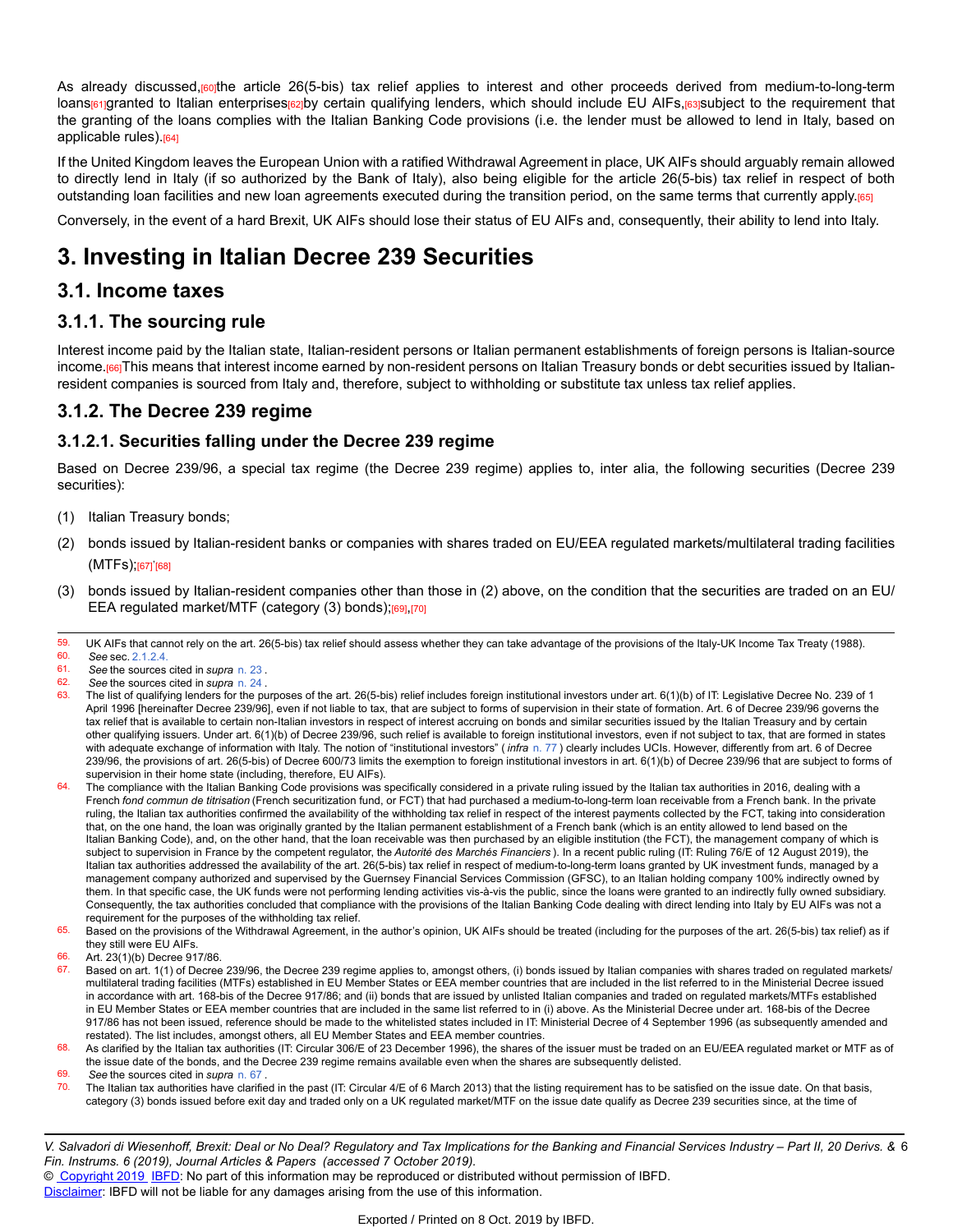As already discussed,[60] the article 26(5-bis) tax relief applies to interest and other proceeds derived from medium-to-long-term loans[61] granted to Italian enterprises[62] by certain qualifying lenders, which should include EU AIFs,[63] subject to the requirement that the granting of the loans complies with the Italian Banking Code provisions (i.e. the lender must be allowed to lend in Italy, based on applicable rules).[64]

If the United Kingdom leaves the European Union with a ratified Withdrawal Agreement in place, UK AIFs should arguably remain allowed to directly lend in Italy (if so authorized by the Bank of Italy), also being eligible for the article 26(5-bis) tax relief in respect of both outstanding loan facilities and new loan agreements executed during the transition period, on the same terms that currently apply.[65]

Conversely, in the event of a hard Brexit, UK AIFs should lose their status of EU AIFs and, consequently, their ability to lend into Italy.

# 3. Investing in Italian Decree 239 Securities

## 3.1. Income taxes

### 3.1.1. The sourcing rule

Interest income paid by the Italian state, Italian-resident persons or Italian permanent establishments of foreign persons is Italian-source income.[66] This means that interest income earned by non-resident persons on Italian Treasury bonds or debt securities issued by Italian-resident companies is sourced from Italy and, therefore, subject to withholding or substitute tax unless tax relief applies.

### 3.1.2. The Decree 239 regime

#### 3.1.2.1. Securities falling under the Decree 239 regime

Based on Decree 239/96, a special tax regime (the Decree 239 regime) applies to, inter alia, the following securities (Decree 239 securities):

(1) Italian Treasury bonds;

(2) bonds issued by Italian-resident banks or companies with shares traded on EU/EEA regulated markets/multilateral trading facilities (MTFs);[67],[68]

(3) bonds issued by Italian-resident companies other than those in (2) above, on the condition that the securities are traded on an EU/EEA regulated market/MTF (category (3) bonds);[69],[70]

---

59. UK AIFs that cannot rely on the art. 26(5-bis) tax relief should assess whether they can take advantage of the provisions of the Italy-UK Income Tax Treaty (1988).

60. *See* sec. 2.1.2.4.

61. *See* the sources cited in *supra* n. 23 .

62. *See* the sources cited in *supra* n. 24 .

63. The list of qualifying lenders for the purposes of the art. 26(5-bis) relief includes foreign institutional investors under art. 6(1)(b) of IT: Legislative Decree No. 239 of 1 April 1996 [hereinafter Decree 239/96], even if not liable to tax, that are subject to forms of supervision in their state of formation. Art. 6 of Decree 239/96 governs the tax relief that is available to certain non-Italian investors in respect of interest accruing on bonds and similar securities issued by the Italian Treasury and by certain other qualifying issuers. Under art. 6(1)(b) of Decree 239/96, such relief is available to foreign institutional investors, even if not subject to tax, that are formed in states with adequate exchange of information with Italy. The notion of "institutional investors" ( *infra* n. 77 ) clearly includes UCIs. However, differently from art. 6 of Decree 239/96, the provisions of art. 26(5-bis) of Decree 600/73 limits the exemption to foreign institutional investors in art. 6(1)(b) of Decree 239/96 that are subject to forms of supervision in their home state (including, therefore, EU AIFs).

64. The compliance with the Italian Banking Code provisions was specifically considered in a private ruling issued by the Italian tax authorities in 2016, dealing with a French *fond commun de titrisation* (French securitization fund, or FCT) that had purchased a medium-to-long-term loan receivable from a French bank. In the private ruling, the Italian tax authorities confirmed the availability of the withholding tax relief in respect of the interest payments collected by the FCT, taking into consideration that, on the one hand, the loan was originally granted by the Italian permanent establishment of a French bank (which is an entity allowed to lend based on the Italian Banking Code), and, on the other hand, that the loan receivable was then purchased by an eligible institution (the FCT), the management company of which is subject to supervision in France by the competent regulator, the *Autorité des Marchés Financiers* ). In a recent public ruling (IT: Ruling 76/E of 12 August 2019), the Italian tax authorities addressed the availability of the art. 26(5-bis) tax relief in respect of medium-to-long-term loans granted by UK investment funds, managed by a management company authorized and supervised by the Guernsey Financial Services Commission (GFSC), to an Italian holding company 100% indirectly owned by them. In that specific case, the UK funds were not performing lending activities vis-à-vis the public, since the loans were granted to an indirectly fully owned subsidiary. Consequently, the tax authorities concluded that compliance with the provisions of the Italian Banking Code dealing with direct lending into Italy by EU AIFs was not a requirement for the purposes of the withholding tax relief.

65. Based on the provisions of the Withdrawal Agreement, in the author's opinion, UK AIFs should be treated (including for the purposes of the art. 26(5-bis) tax relief) as if they still were EU AIFs.

66. Art. 23(1)(b) Decree 917/86.

67. Based on art. 1(1) of Decree 239/96, the Decree 239 regime applies to, amongst others, (i) bonds issued by Italian companies with shares traded on regulated markets/ multilateral trading facilities (MTFs) established in EU Member States or EEA member countries that are included in the list referred to in the Ministerial Decree issued in accordance with art. 168-bis of the Decree 917/86; and (ii) bonds that are issued by unlisted Italian companies and traded on regulated markets/MTFs established in EU Member States or EEA member countries that are included in the same list referred to in (i) above. As the Ministerial Decree under art. 168-bis of the Decree 917/86 has not been issued, reference should be made to the whitelisted states included in IT: Ministerial Decree of 4 September 1996 (as subsequently amended and restated). The list includes, amongst others, all EU Member States and EEA member countries.

68. As clarified by the Italian tax authorities (IT: Circular 306/E of 23 December 1996), the shares of the issuer must be traded on an EU/EEA regulated market or MTF as of the issue date of the bonds, and the Decree 239 regime remains available even when the shares are subsequently delisted.

69. *See* the sources cited in *supra* n. 67 .

70. The Italian tax authorities have clarified in the past (IT: Circular 4/E of 6 March 2013) that the listing requirement has to be satisfied on the issue date. On that basis, category (3) bonds issued before exit day and traded only on a UK regulated market/MTF on the issue date qualify as Decree 239 securities since, at the time of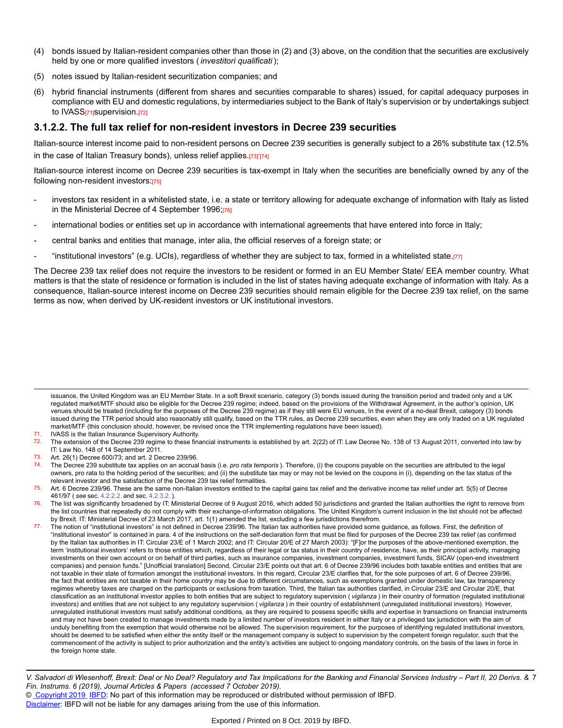(4) bonds issued by Italian-resident companies other than those in (2) and (3) above, on the condition that the securities are exclusively held by one or more qualified investors ( *investitori qualificati* );

(5) notes issued by Italian-resident securitization companies; and

(6) hybrid financial instruments (different from shares and securities comparable to shares) issued, for capital adequacy purposes in compliance with EU and domestic regulations, by intermediaries subject to the Bank of Italy's supervision or by undertakings subject to IVASS[71]supervision.[72]

### 3.1.2.2. The full tax relief for non-resident investors in Decree 239 securities

Italian-source interest income paid to non-resident persons on Decree 239 securities is generally subject to a 26% substitute tax (12.5% in the case of Italian Treasury bonds), unless relief applies.[73]'[74]

Italian-source interest income on Decree 239 securities is tax-exempt in Italy when the securities are beneficially owned by any of the following non-resident investors:[75]

- investors tax resident in a whitelisted state, i.e. a state or territory allowing for adequate exchange of information with Italy as listed in the Ministerial Decree of 4 September 1996;[76]
- international bodies or entities set up in accordance with international agreements that have entered into force in Italy;
- central banks and entities that manage, inter alia, the official reserves of a foreign state; or
- "institutional investors" (e.g. UCIs), regardless of whether they are subject to tax, formed in a whitelisted state.[77]

The Decree 239 tax relief does not require the investors to be resident or formed in an EU Member State/ EEA member country. What matters is that the state of residence or formation is included in the list of states having adequate exchange of information with Italy. As a consequence, Italian-source interest income on Decree 239 securities should remain eligible for the Decree 239 tax relief, on the same terms as now, when derived by UK-resident investors or UK institutional investors.

---

issuance, the United Kingdom was an EU Member State. In a soft Brexit scenario, category (3) bonds issued during the transition period and traded only and a UK regulated market/MTF should also be eligible for the Decree 239 regime; indeed, based on the provisions of the Withdrawal Agreement, in the author's opinion, UK venues should be treated (including for the purposes of the Decree 239 regime) as if they still were EU venues, In the event of a no-deal Brexit, category (3) bonds issued during the TTR period should also reasonably still qualify, based on the TTR rules, as Decree 239 securities, even when they are only traded on a UK regulated market/MTF (this conclusion should, however, be revised once the TTR implementing regulations have been issued).

71. IVASS is the Italian Insurance Supervisory Authority.

72. The extension of the Decree 239 regime to these financial instruments is established by art. 2(22) of IT: Law Decree No. 138 of 13 August 2011, converted into law by IT: Law No. 148 of 14 September 2011.

73. Art. 26(1) Decree 600/73; and art. 2 Decree 239/96.

74. The Decree 239 substitute tax applies on an accrual basis (i.e. *pro rata temporis* ). Therefore, (i) the coupons payable on the securities are attributed to the legal owners, pro rata to the holding period of the securities; and (ii) the substitute tax may or may not be levied on the coupons in (i), depending on the tax status of the relevant investor and the satisfaction of the Decree 239 tax relief formalities.

75. Art. 6 Decree 239/96. These are the same non-Italian investors entitled to the capital gains tax relief and the derivative income tax relief under art. 5(5) of Decree 461/97 ( *see* sec. 4.2.2.2. and sec. 4.2.3.2. ).

76. The list was significantly broadened by IT: Ministerial Decree of 9 August 2016, which added 50 jurisdictions and granted the Italian authorities the right to remove from the list countries that repeatedly do not comply with their exchange-of-information obligations. The United Kingdom's current inclusion in the list should not be affected by Brexit. IT: Ministerial Decree of 23 March 2017, art. 1(1) amended the list, excluding a few jurisdictions therefrom.

77. The notion of "institutional investors" is not defined in Decree 239/96. The Italian tax authorities have provided some guidance, as follows. First, the definition of "institutional investor" is contained in para. 4 of the instructions on the self-declaration form that must be filed for purposes of the Decree 239 tax relief (as confirmed by the Italian tax authorities in IT: Circular 23/E of 1 March 2002; and IT: Circular 20/E of 27 March 2003): "[F]or the purposes of the above-mentioned exemption, the term 'institutional investors' refers to those entities which, regardless of their legal or tax status in their country of residence, have, as their principal activity, managing investments on their own account or on behalf of third parties, such as insurance companies, investment companies, investment funds, SICAV (open-end investment companies) and pension funds." [Unofficial translation] Second, Circular 23/E points out that art. 6 of Decree 239/96 includes both taxable entities and entities that are not taxable in their state of formation amongst the institutional investors. In this regard, Circular 23/E clarifies that, for the sole purposes of art. 6 of Decree 239/96, the fact that entities are not taxable in their home country may be due to different circumstances, such as exemptions granted under domestic law, tax transparency regimes whereby taxes are charged on the participants or exclusions from taxation. Third, the Italian tax authorities clarified, in Circular 23/E and Circular 20/E, that classification as an institutional investor applies to both entities that are subject to regulatory supervision ( *vigilanza* ) in their country of formation (regulated institutional investors) and entities that are not subject to any regulatory supervision ( *vigilanza* ) in their country of establishment (unregulated institutional investors). However, unregulated institutional investors must satisfy additional conditions, as they are required to possess specific skills and expertise in transactions on financial instruments and may not have been created to manage investments made by a limited number of investors resident in either Italy or a privileged tax jurisdiction with the aim of unduly benefiting from the exemption that would otherwise not be allowed. The supervision requirement, for the purposes of identifying regulated institutional investors, should be deemed to be satisfied when either the entity itself or the management company is subject to supervision by the competent foreign regulator, such that the commencement of the activity is subject to prior authorization and the entity's activities are subject to ongoing mandatory controls, on the basis of the laws in force in the foreign home state.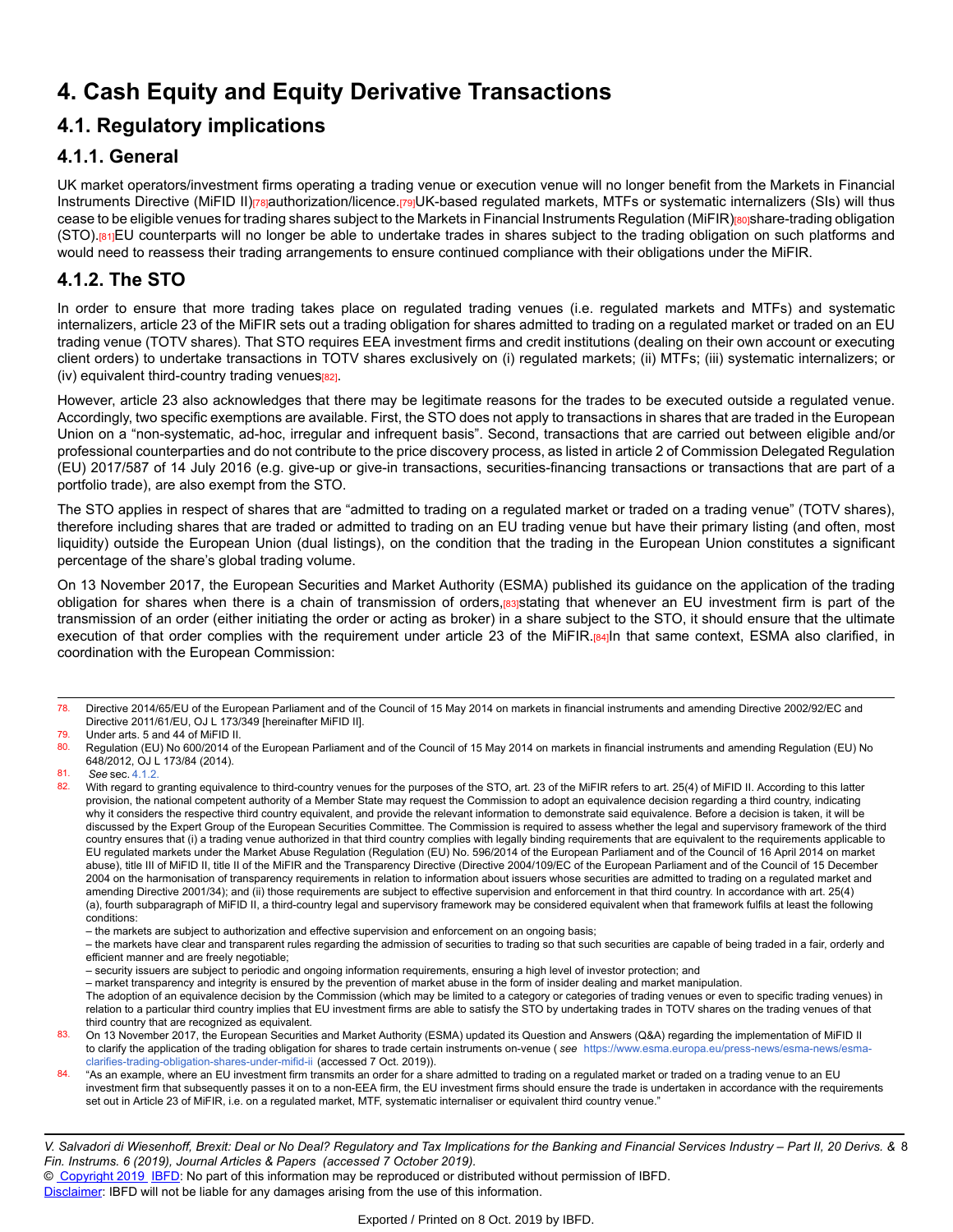# 4. Cash Equity and Equity Derivative Transactions

## 4.1. Regulatory implications

### 4.1.1. General

UK market operators/investment firms operating a trading venue or execution venue will no longer benefit from the Markets in Financial Instruments Directive (MiFID II)[78] authorization/licence.[79] UK-based regulated markets, MTFs or systematic internalizers (SIs) will thus cease to be eligible venues for trading shares subject to the Markets in Financial Instruments Regulation (MiFIR)[80] share-trading obligation (STO).[81] EU counterparts will no longer be able to undertake trades in shares subject to the trading obligation on such platforms and would need to reassess their trading arrangements to ensure continued compliance with their obligations under the MiFIR.

### 4.1.2. The STO

In order to ensure that more trading takes place on regulated trading venues (i.e. regulated markets and MTFs) and systematic internalizers, article 23 of the MiFIR sets out a trading obligation for shares admitted to trading on a regulated market or traded on an EU trading venue (TOTV shares). That STO requires EEA investment firms and credit institutions (dealing on their own account or executing client orders) to undertake transactions in TOTV shares exclusively on (i) regulated markets; (ii) MTFs; (iii) systematic internalizers; or (iv) equivalent third-country trading venues[82].

However, article 23 also acknowledges that there may be legitimate reasons for the trades to be executed outside a regulated venue. Accordingly, two specific exemptions are available. First, the STO does not apply to transactions in shares that are traded in the European Union on a "non-systematic, ad-hoc, irregular and infrequent basis". Second, transactions that are carried out between eligible and/or professional counterparties and do not contribute to the price discovery process, as listed in article 2 of Commission Delegated Regulation (EU) 2017/587 of 14 July 2016 (e.g. give-up or give-in transactions, securities-financing transactions or transactions that are part of a portfolio trade), are also exempt from the STO.

The STO applies in respect of shares that are "admitted to trading on a regulated market or traded on a trading venue" (TOTV shares), therefore including shares that are traded or admitted to trading on an EU trading venue but have their primary listing (and often, most liquidity) outside the European Union (dual listings), on the condition that the trading in the European Union constitutes a significant percentage of the share's global trading volume.

On 13 November 2017, the European Securities and Market Authority (ESMA) published its guidance on the application of the trading obligation for shares when there is a chain of transmission of orders,[83] stating that whenever an EU investment firm is part of the transmission of an order (either initiating the order or acting as broker) in a share subject to the STO, it should ensure that the ultimate execution of that order complies with the requirement under article 23 of the MiFIR.[84] In that same context, ESMA also clarified, in coordination with the European Commission:

---

78. Directive 2014/65/EU of the European Parliament and of the Council of 15 May 2014 on markets in financial instruments and amending Directive 2002/92/EC and Directive 2011/61/EU, OJ L 173/349 [hereinafter MiFID II].

79. Under arts. 5 and 44 of MiFID II.

80. Regulation (EU) No 600/2014 of the European Parliament and of the Council of 15 May 2014 on markets in financial instruments and amending Regulation (EU) No 648/2012, OJ L 173/84 (2014).

81. *See* sec. 4.1.2.

82. With regard to granting equivalence to third-country venues for the purposes of the STO, art. 23 of the MiFIR refers to art. 25(4) of MiFID II. According to this latter provision, the national competent authority of a Member State may request the Commission to adopt an equivalence decision regarding a third country, indicating why it considers the respective third country equivalent, and provide the relevant information to demonstrate said equivalence. Before a decision is taken, it will be discussed by the Expert Group of the European Securities Committee. The Commission is required to assess whether the legal and supervisory framework of the third country ensures that (i) a trading venue authorized in that third country complies with legally binding requirements that are equivalent to the requirements applicable to EU regulated markets under the Market Abuse Regulation (Regulation (EU) No. 596/2014 of the European Parliament and of the Council of 16 April 2014 on market abuse), title III of MiFID II, title II of the MiFIR and the Transparency Directive (Directive 2004/109/EC of the European Parliament and of the Council of 15 December 2004 on the harmonisation of transparency requirements in relation to information about issuers whose securities are admitted to trading on a regulated market and amending Directive 2001/34); and (ii) those requirements are subject to effective supervision and enforcement in that third country. In accordance with art. 25(4)(a), fourth subparagraph of MiFID II, a third-country legal and supervisory framework may be considered equivalent when that framework fulfils at least the following conditions:
   – the markets are subject to authorization and effective supervision and enforcement on an ongoing basis;
   – the markets have clear and transparent rules regarding the admission of securities to trading so that such securities are capable of being traded in a fair, orderly and efficient manner and are freely negotiable;
   – security issuers are subject to periodic and ongoing information requirements, ensuring a high level of investor protection; and
   – market transparency and integrity is ensured by the prevention of market abuse in the form of insider dealing and market manipulation.
   The adoption of an equivalence decision by the Commission (which may be limited to a category or categories of trading venues or even to specific trading venues) in relation to a particular third country implies that EU investment firms are able to satisfy the STO by undertaking trades in TOTV shares on the trading venues of that third country that are recognized as equivalent.

83. On 13 November 2017, the European Securities and Market Authority (ESMA) updated its Question and Answers (Q&A) regarding the implementation of MiFID II to clarify the application of the trading obligation for shares to trade certain instruments on-venue ( *see* https://www.esma.europa.eu/press-news/esma-news/esma-clarifies-trading-obligation-shares-under-mifid-ii (accessed 7 Oct. 2019)).

84. "As an example, where an EU investment firm transmits an order for a share admitted to trading on a regulated market or traded on a trading venue to an EU investment firm that subsequently passes it on to a non-EEA firm, the EU investment firms should ensure the trade is undertaken in accordance with the requirements set out in Article 23 of MiFIR, i.e. on a regulated market, MTF, systematic internaliser or equivalent third country venue."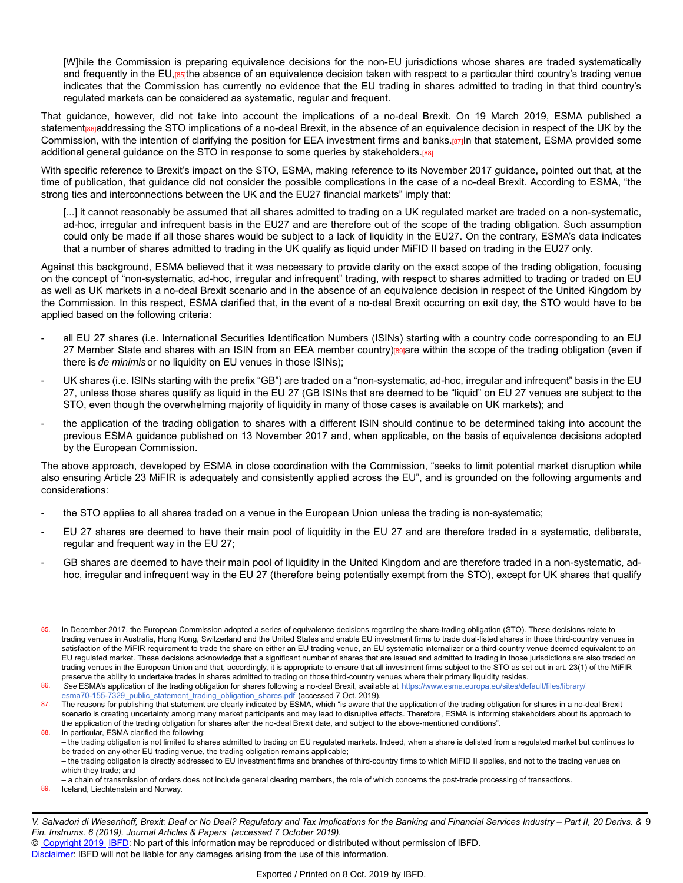> [W]hile the Commission is preparing equivalence decisions for the non-EU jurisdictions whose shares are traded systematically and frequently in the EU,[85] the absence of an equivalence decision taken with respect to a particular third country's trading venue indicates that the Commission has currently no evidence that the EU trading in shares admitted to trading in that third country's regulated markets can be considered as systematic, regular and frequent.

That guidance, however, did not take into account the implications of a no-deal Brexit. On 19 March 2019, ESMA published a statement[86] addressing the STO implications of a no-deal Brexit, in the absence of an equivalence decision in respect of the UK by the Commission, with the intention of clarifying the position for EEA investment firms and banks.[87] In that statement, ESMA provided some additional general guidance on the STO in response to some queries by stakeholders.[88]

With specific reference to Brexit's impact on the STO, ESMA, making reference to its November 2017 guidance, pointed out that, at the time of publication, that guidance did not consider the possible complications in the case of a no-deal Brexit. According to ESMA, "the strong ties and interconnections between the UK and the EU27 financial markets" imply that:

> [...] it cannot reasonably be assumed that all shares admitted to trading on a UK regulated market are traded on a non-systematic, ad-hoc, irregular and infrequent basis in the EU27 and are therefore out of the scope of the trading obligation. Such assumption could only be made if all those shares would be subject to a lack of liquidity in the EU27. On the contrary, ESMA's data indicates that a number of shares admitted to trading in the UK qualify as liquid under MiFID II based on trading in the EU27 only.

Against this background, ESMA believed that it was necessary to provide clarity on the exact scope of the trading obligation, focusing on the concept of "non-systematic, ad-hoc, irregular and infrequent" trading, with respect to shares admitted to trading or traded on EU as well as UK markets in a no-deal Brexit scenario and in the absence of an equivalence decision in respect of the United Kingdom by the Commission. In this respect, ESMA clarified that, in the event of a no-deal Brexit occurring on exit day, the STO would have to be applied based on the following criteria:

- all EU 27 shares (i.e. International Securities Identification Numbers (ISINs) starting with a country code corresponding to an EU 27 Member State and shares with an ISIN from an EEA member country)[89] are within the scope of the trading obligation (even if there is *de minimis* or no liquidity on EU venues in those ISINs);
- UK shares (i.e. ISINs starting with the prefix "GB") are traded on a "non-systematic, ad-hoc, irregular and infrequent" basis in the EU 27, unless those shares qualify as liquid in the EU 27 (GB ISINs that are deemed to be "liquid" on EU 27 venues are subject to the STO, even though the overwhelming majority of liquidity in many of those cases is available on UK markets); and
- the application of the trading obligation to shares with a different ISIN should continue to be determined taking into account the previous ESMA guidance published on 13 November 2017 and, when applicable, on the basis of equivalence decisions adopted by the European Commission.

The above approach, developed by ESMA in close coordination with the Commission, "seeks to limit potential market disruption while also ensuring Article 23 MiFIR is adequately and consistently applied across the EU", and is grounded on the following arguments and considerations:

- the STO applies to all shares traded on a venue in the European Union unless the trading is non-systematic;
- EU 27 shares are deemed to have their main pool of liquidity in the EU 27 and are therefore traded in a systematic, deliberate, regular and frequent way in the EU 27;
- GB shares are deemed to have their main pool of liquidity in the United Kingdom and are therefore traded in a non-systematic, ad-hoc, irregular and infrequent way in the EU 27 (therefore being potentially exempt from the STO), except for UK shares that qualify

---

85. In December 2017, the European Commission adopted a series of equivalence decisions regarding the share-trading obligation (STO). These decisions relate to trading venues in Australia, Hong Kong, Switzerland and the United States and enable EU investment firms to trade dual-listed shares in those third-country venues in satisfaction of the MiFIR requirement to trade the share on either an EU trading venue, an EU systematic internalizer or a third-country venue deemed equivalent to an EU regulated market. These decisions acknowledge that a significant number of shares that are issued and admitted to trading in those jurisdictions are also traded on trading venues in the European Union and that, accordingly, it is appropriate to ensure that all investment firms subject to the STO as set out in art. 23(1) of the MiFIR preserve the ability to undertake trades in shares admitted to trading on those third-country venues where their primary liquidity resides.
86. *See* ESMA's application of the trading obligation for shares following a no-deal Brexit, available at https://www.esma.europa.eu/sites/default/files/library/esma70-155-7329_public_statement_trading_obligation_shares.pdf (accessed 7 Oct. 2019).
87. The reasons for publishing that statement are clearly indicated by ESMA, which "is aware that the application of the trading obligation for shares in a no-deal Brexit scenario is creating uncertainty among many market participants and may lead to disruptive effects. Therefore, ESMA is informing stakeholders about its approach to the application of the trading obligation for shares after the no-deal Brexit date, and subject to the above-mentioned conditions".
88. In particular, ESMA clarified the following:
    – the trading obligation is not limited to shares admitted to trading on EU regulated markets. Indeed, when a share is delisted from a regulated market but continues to be traded on any other EU trading venue, the trading obligation remains applicable;
    – the trading obligation is directly addressed to EU investment firms and branches of third-country firms to which MiFID II applies, and not to the trading venues on which they trade; and
    – a chain of transmission of orders does not include general clearing members, the role of which concerns the post-trade processing of transactions.
89. Iceland, Liechtenstein and Norway.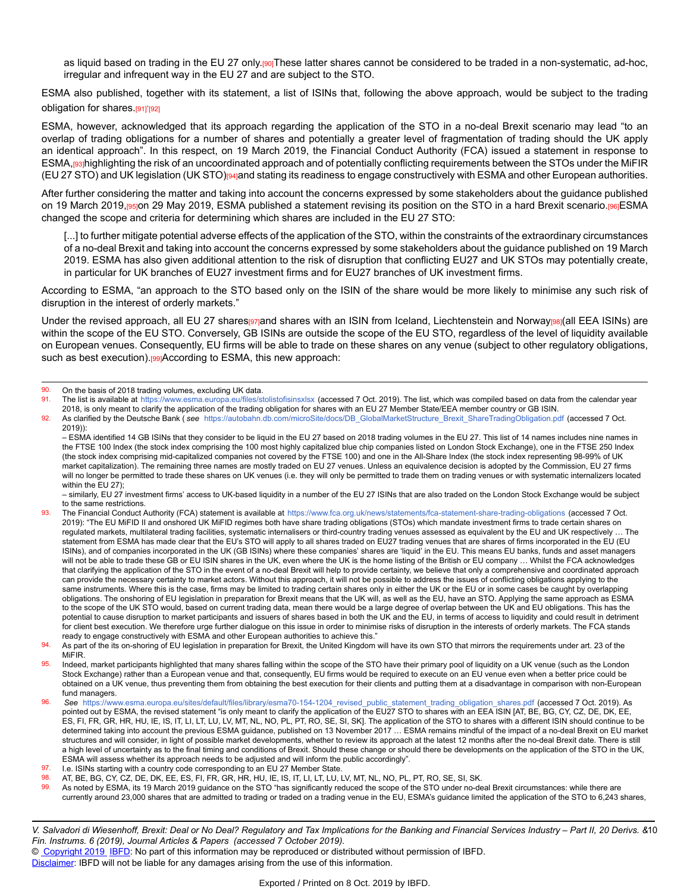as liquid based on trading in the EU 27 only.[90] These latter shares cannot be considered to be traded in a non-systematic, ad-hoc, irregular and infrequent way in the EU 27 and are subject to the STO.

ESMA also published, together with its statement, a list of ISINs that, following the above approach, would be subject to the trading obligation for shares.[91]'[92]

ESMA, however, acknowledged that its approach regarding the application of the STO in a no-deal Brexit scenario may lead "to an overlap of trading obligations for a number of shares and potentially a greater level of fragmentation of trading should the UK apply an identical approach". In this respect, on 19 March 2019, the Financial Conduct Authority (FCA) issued a statement in response to ESMA,[93] highlighting the risk of an uncoordinated approach and of potentially conflicting requirements between the STOs under the MiFIR (EU 27 STO) and UK legislation (UK STO)[94] and stating its readiness to engage constructively with ESMA and other European authorities.

After further considering the matter and taking into account the concerns expressed by some stakeholders about the guidance published on 19 March 2019,[95] on 29 May 2019, ESMA published a statement revising its position on the STO in a hard Brexit scenario.[96] ESMA changed the scope and criteria for determining which shares are included in the EU 27 STO:

> [...] to further mitigate potential adverse effects of the application of the STO, within the constraints of the extraordinary circumstances of a no-deal Brexit and taking into account the concerns expressed by some stakeholders about the guidance published on 19 March 2019. ESMA has also given additional attention to the risk of disruption that conflicting EU27 and UK STOs may potentially create, in particular for UK branches of EU27 investment firms and for EU27 branches of UK investment firms.

According to ESMA, "an approach to the STO based only on the ISIN of the share would be more likely to minimise any such risk of disruption in the interest of orderly markets."

Under the revised approach, all EU 27 shares[97] and shares with an ISIN from Iceland, Liechtenstein and Norway[98] (all EEA ISINs) are within the scope of the EU STO. Conversely, GB ISINs are outside the scope of the EU STO, regardless of the level of liquidity available on European venues. Consequently, EU firms will be able to trade on these shares on any venue (subject to other regulatory obligations, such as best execution).[99] According to ESMA, this new approach:

---

90. On the basis of 2018 trading volumes, excluding UK data.
91. The list is available at https://www.esma.europa.eu/files/stolistofisinsxlsx (accessed 7 Oct. 2019). The list, which was compiled based on data from the calendar year 2018, is only meant to clarify the application of the trading obligation for shares with an EU 27 Member State/EEA member country or GB ISIN.
92. As clarified by the Deutsche Bank ( *see* https://autobahn.db.com/microSite/docs/DB_GlobalMarketStructure_Brexit_ShareTradingObligation.pdf (accessed 7 Oct. 2019)):
 – ESMA identified 14 GB ISINs that they consider to be liquid in the EU 27 based on 2018 trading volumes in the EU 27. This list of 14 names includes nine names in the FTSE 100 Index (the stock index comprising the 100 most highly capitalized blue chip companies listed on London Stock Exchange), one in the FTSE 250 Index (the stock index comprising mid-capitalized companies not covered by the FTSE 100) and one in the All-Share Index (the stock index representing 98-99% of UK market capitalization). The remaining three names are mostly traded on EU 27 venues. Unless an equivalence decision is adopted by the Commission, EU 27 firms will no longer be permitted to trade these shares on UK venues (i.e. they will only be permitted to trade them on trading venues or with systematic internalizers located within the EU 27);
 – similarly, EU 27 investment firms' access to UK-based liquidity in a number of the EU 27 ISINs that are also traded on the London Stock Exchange would be subject to the same restrictions.
93. The Financial Conduct Authority (FCA) statement is available at https://www.fca.org.uk/news/statements/fca-statement-share-trading-obligations (accessed 7 Oct. 2019): "The EU MiFID II and onshored UK MiFID regimes both have share trading obligations (STOs) which mandate investment firms to trade certain shares on regulated markets, multilateral trading facilities, systematic internalisers or third-country trading venues assessed as equivalent by the EU and UK respectively … The statement from ESMA has made clear that the EU's STO will apply to all shares traded on EU27 trading venues that are shares of firms incorporated in the EU (EU ISINs), and of companies incorporated in the UK (GB ISINs) where these companies' shares are 'liquid' in the EU. This means EU banks, funds and asset managers will not be able to trade these GB or EU ISIN shares in the UK, even where the UK is the home listing of the British or EU company … Whilst the FCA acknowledges that clarifying the application of the STO in the event of a no-deal Brexit will help to provide certainty, we believe that only a comprehensive and coordinated approach can provide the necessary certainty to market actors. Without this approach, it will not be possible to address the issues of conflicting obligations applying to the same instruments. Where this is the case, firms may be limited to trading certain shares only in either the UK or the EU or in some cases be caught by overlapping obligations. The onshoring of EU legislation in preparation for Brexit means that the UK will, as well as the EU, have an STO. Applying the same approach as ESMA to the scope of the UK STO would, based on current trading data, mean there would be a large degree of overlap between the UK and EU obligations. This has the potential to cause disruption to market participants and issuers of shares based in both the UK and the EU, in terms of access to liquidity and could result in detriment for client best execution. We therefore urge further dialogue on this issue in order to minimise risks of disruption in the interests of orderly markets. The FCA stands ready to engage constructively with ESMA and other European authorities to achieve this."
94. As part of the its on-shoring of EU legislation in preparation for Brexit, the United Kingdom will have its own STO that mirrors the requirements under art. 23 of the MiFIR.
95. Indeed, market participants highlighted that many shares falling within the scope of the STO have their primary pool of liquidity on a UK venue (such as the London Stock Exchange) rather than a European venue and that, consequently, EU firms would be required to execute on an EU venue even when a better price could be obtained on a UK venue, thus preventing them from obtaining the best execution for their clients and putting them at a disadvantage in comparison with non-European fund managers.
96. *See* https://www.esma.europa.eu/sites/default/files/library/esma70-154-1204_revised_public_statement_trading_obligation_shares.pdf (accessed 7 Oct. 2019). As pointed out by ESMA, the revised statement "is only meant to clarify the application of the EU27 STO to shares with an EEA ISIN [AT, BE, BG, CY, CZ, DE, DK, EE, ES, FI, FR, GR, HR, HU, IE, IS, IT, LI, LT, LU, LV, MT, NL, NO, PL, PT, RO, SE, SI, SK]. The application of the STO to shares with a different ISIN should continue to be determined taking into account the previous ESMA guidance, published on 13 November 2017 … ESMA remains mindful of the impact of a no-deal Brexit on EU market structures and will consider, in light of possible market developments, whether to review its approach at the latest 12 months after the no-deal Brexit date. There is still a high level of uncertainty as to the final timing and conditions of Brexit. Should these change or should there be developments on the application of the STO in the UK, ESMA will assess whether its approach needs to be adjusted and will inform the public accordingly".
97. I.e. ISINs starting with a country code corresponding to an EU 27 Member State.
98. AT, BE, BG, CY, CZ, DE, DK, EE, ES, FI, FR, GR, HR, HU, IE, IS, IT, LI, LT, LU, LV, MT, NL, NO, PL, PT, RO, SE, SI, SK.
99. As noted by ESMA, its 19 March 2019 guidance on the STO "has significantly reduced the scope of the STO under no-deal Brexit circumstances: while there are currently around 23,000 shares that are admitted to trading or traded on a trading venue in the EU, ESMA's guidance limited the application of the STO to 6,243 shares,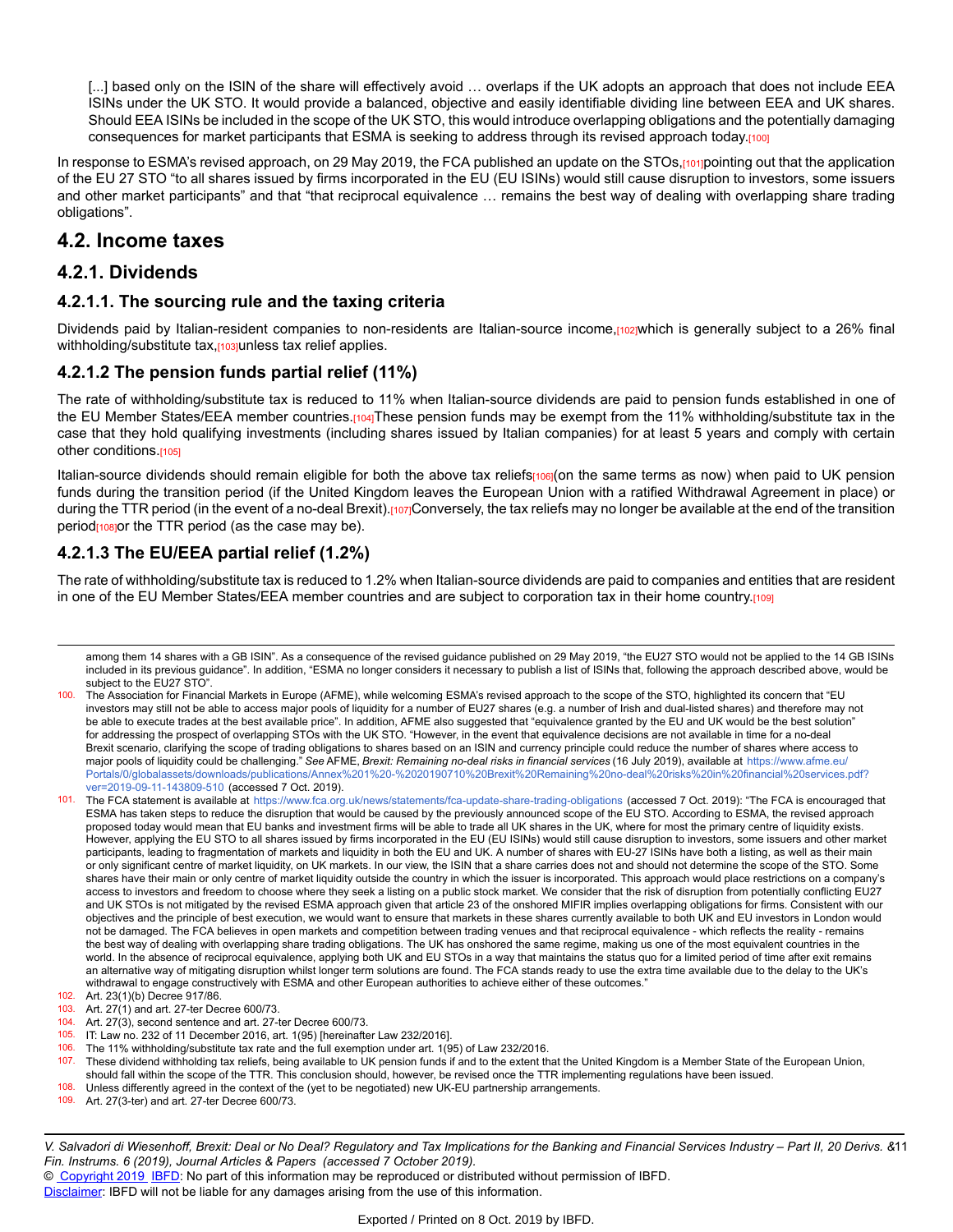[...] based only on the ISIN of the share will effectively avoid … overlaps if the UK adopts an approach that does not include EEA ISINs under the UK STO. It would provide a balanced, objective and easily identifiable dividing line between EEA and UK shares. Should EEA ISINs be included in the scope of the UK STO, this would introduce overlapping obligations and the potentially damaging consequences for market participants that ESMA is seeking to address through its revised approach today.[100]

In response to ESMA's revised approach, on 29 May 2019, the FCA published an update on the STOs,[101] pointing out that the application of the EU 27 STO "to all shares issued by firms incorporated in the EU (EU ISINs) would still cause disruption to investors, some issuers and other market participants" and that "that reciprocal equivalence … remains the best way of dealing with overlapping share trading obligations".

## 4.2. Income taxes

### 4.2.1. Dividends

#### 4.2.1.1. The sourcing rule and the taxing criteria

Dividends paid by Italian-resident companies to non-residents are Italian-source income,[102] which is generally subject to a 26% final withholding/substitute tax,[103] unless tax relief applies.

#### 4.2.1.2 The pension funds partial relief (11%)

The rate of withholding/substitute tax is reduced to 11% when Italian-source dividends are paid to pension funds established in one of the EU Member States/EEA member countries.[104] These pension funds may be exempt from the 11% withholding/substitute tax in the case that they hold qualifying investments (including shares issued by Italian companies) for at least 5 years and comply with certain other conditions.[105]

Italian-source dividends should remain eligible for both the above tax reliefs[106] (on the same terms as now) when paid to UK pension funds during the transition period (if the United Kingdom leaves the European Union with a ratified Withdrawal Agreement in place) or during the TTR period (in the event of a no-deal Brexit).[107] Conversely, the tax reliefs may no longer be available at the end of the transition period[108] or the TTR period (as the case may be).

#### 4.2.1.3 The EU/EEA partial relief (1.2%)

The rate of withholding/substitute tax is reduced to 1.2% when Italian-source dividends are paid to companies and entities that are resident in one of the EU Member States/EEA member countries and are subject to corporation tax in their home country.[109]

---

among them 14 shares with a GB ISIN". As a consequence of the revised guidance published on 29 May 2019, "the EU27 STO would not be applied to the 14 GB ISINs included in its previous guidance". In addition, "ESMA no longer considers it necessary to publish a list of ISINs that, following the approach described above, would be subject to the EU27 STO".

100. The Association for Financial Markets in Europe (AFME), while welcoming ESMA's revised approach to the scope of the STO, highlighted its concern that "EU investors may still not be able to access major pools of liquidity for a number of EU27 shares (e.g. a number of Irish and dual-listed shares) and therefore may not be able to execute trades at the best available price". In addition, AFME also suggested that "equivalence granted by the EU and UK would be the best solution" for addressing the prospect of overlapping STOs with the UK STO. "However, in the event that equivalence decisions are not available in time for a no-deal Brexit scenario, clarifying the scope of trading obligations to shares based on an ISIN and currency principle could reduce the number of shares where access to major pools of liquidity could be challenging." *See* AFME, *Brexit: Remaining no-deal risks in financial services* (16 July 2019), available at https://www.afme.eu/Portals/0/globalassets/downloads/publications/Annex%201%20-%2020190710%20Brexit%20Remaining%20no-deal%20risks%20in%20financial%20services.pdf?ver=2019-09-11-143809-510 (accessed 7 Oct. 2019).

101. The FCA statement is available at https://www.fca.org.uk/news/statements/fca-update-share-trading-obligations (accessed 7 Oct. 2019): "The FCA is encouraged that ESMA has taken steps to reduce the disruption that would be caused by the previously announced scope of the EU STO. According to ESMA, the revised approach proposed today would mean that EU banks and investment firms will be able to trade all UK shares in the UK, where for most the primary centre of liquidity exists. However, applying the EU STO to all shares issued by firms incorporated in the EU (EU ISINs) would still cause disruption to investors, some issuers and other market participants, leading to fragmentation of markets and liquidity in both the EU and UK. A number of shares with EU-27 ISINs have both a listing, as well as their main or only significant centre of market liquidity, on UK markets. In our view, the ISIN that a share carries does not and should not determine the scope of the STO. Some shares have their main or only centre of market liquidity outside the country in which the issuer is incorporated. This approach would place restrictions on a company's access to investors and freedom to choose where they seek a listing on a public stock market. We consider that the risk of disruption from potentially conflicting EU27 and UK STOs is not mitigated by the revised ESMA approach given that article 23 of the onshored MIFIR implies overlapping obligations for firms. Consistent with our objectives and the principle of best execution, we would want to ensure that markets in these shares currently available to both UK and EU investors in London would not be damaged. The FCA believes in open markets and competition between trading venues and that reciprocal equivalence - which reflects the reality - remains the best way of dealing with overlapping share trading obligations. The UK has onshored the same regime, making us one of the most equivalent countries in the world. In the absence of reciprocal equivalence, applying both UK and EU STOs in a way that maintains the status quo for a limited period of time after exit remains an alternative way of mitigating disruption whilst longer term solutions are found. The FCA stands ready to use the extra time available due to the delay to the UK's withdrawal to engage constructively with ESMA and other European authorities to achieve either of these outcomes."

102. Art. 23(1)(b) Decree 917/86.

103. Art. 27(1) and art. 27-ter Decree 600/73.

104. Art. 27(3), second sentence and art. 27-ter Decree 600/73.

105. IT: Law no. 232 of 11 December 2016, art. 1(95) [hereinafter Law 232/2016].

106. The 11% withholding/substitute tax rate and the full exemption under art. 1(95) of Law 232/2016.

107. These dividend withholding tax reliefs, being available to UK pension funds if and to the extent that the United Kingdom is a Member State of the European Union, should fall within the scope of the TTR. This conclusion should, however, be revised once the TTR implementing regulations have been issued.

108. Unless differently agreed in the context of the (yet to be negotiated) new UK-EU partnership arrangements.

109. Art. 27(3-ter) and art. 27-ter Decree 600/73.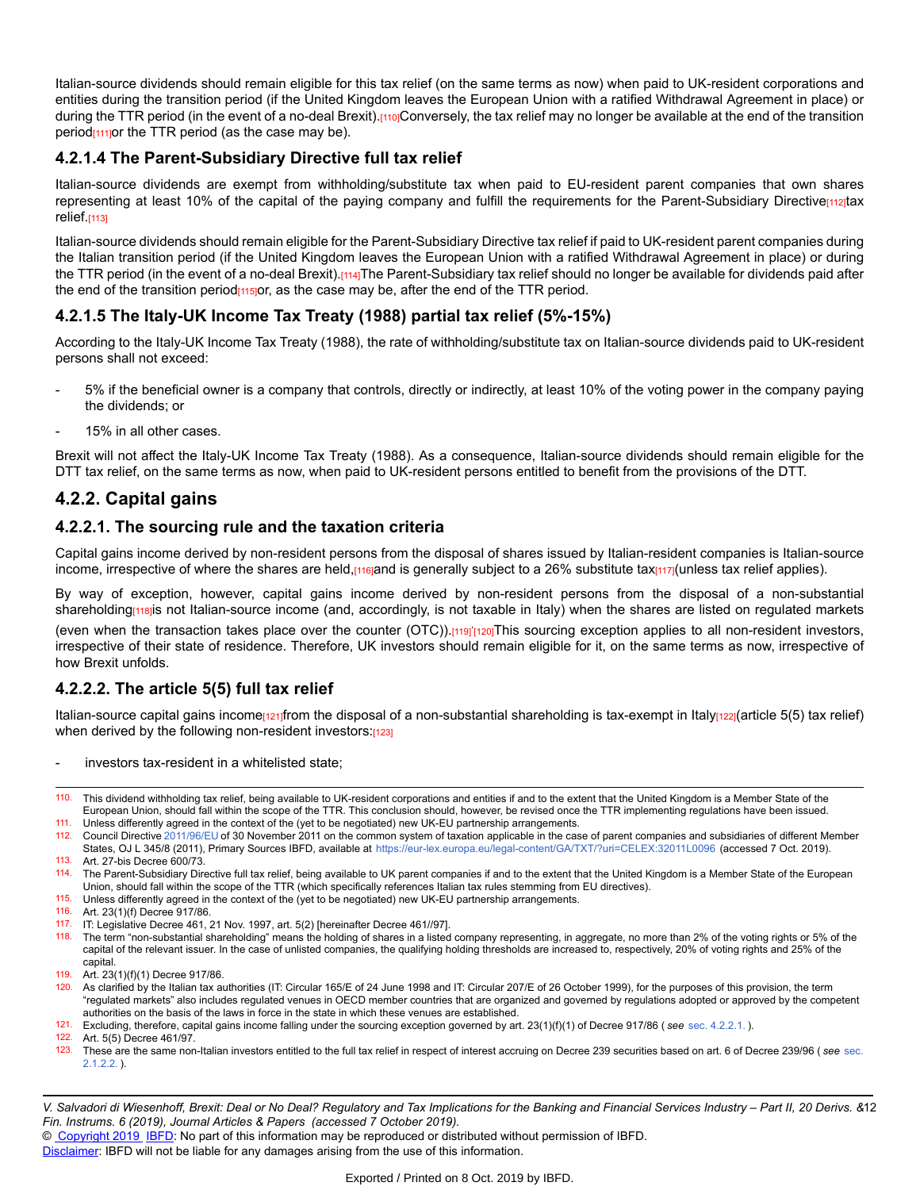Italian-source dividends should remain eligible for this tax relief (on the same terms as now) when paid to UK-resident corporations and entities during the transition period (if the United Kingdom leaves the European Union with a ratified Withdrawal Agreement in place) or during the TTR period (in the event of a no-deal Brexit).[110] Conversely, the tax relief may no longer be available at the end of the transition period[111] or the TTR period (as the case may be).

#### 4.2.1.4 The Parent-Subsidiary Directive full tax relief

Italian-source dividends are exempt from withholding/substitute tax when paid to EU-resident parent companies that own shares representing at least 10% of the capital of the paying company and fulfill the requirements for the Parent-Subsidiary Directive[112] tax relief.[113]

Italian-source dividends should remain eligible for the Parent-Subsidiary Directive tax relief if paid to UK-resident parent companies during the Italian transition period (if the United Kingdom leaves the European Union with a ratified Withdrawal Agreement in place) or during the TTR period (in the event of a no-deal Brexit).[114] The Parent-Subsidiary tax relief should no longer be available for dividends paid after the end of the transition period[115] or, as the case may be, after the end of the TTR period.

#### 4.2.1.5 The Italy-UK Income Tax Treaty (1988) partial tax relief (5%-15%)

According to the Italy-UK Income Tax Treaty (1988), the rate of withholding/substitute tax on Italian-source dividends paid to UK-resident persons shall not exceed:

- 5% if the beneficial owner is a company that controls, directly or indirectly, at least 10% of the voting power in the company paying the dividends; or
- 15% in all other cases.

Brexit will not affect the Italy-UK Income Tax Treaty (1988). As a consequence, Italian-source dividends should remain eligible for the DTT tax relief, on the same terms as now, when paid to UK-resident persons entitled to benefit from the provisions of the DTT.

### 4.2.2. Capital gains

#### 4.2.2.1. The sourcing rule and the taxation criteria

Capital gains income derived by non-resident persons from the disposal of shares issued by Italian-resident companies is Italian-source income, irrespective of where the shares are held,[116] and is generally subject to a 26% substitute tax[117] (unless tax relief applies).

By way of exception, however, capital gains income derived by non-resident persons from the disposal of a non-substantial shareholding[118] is not Italian-source income (and, accordingly, is not taxable in Italy) when the shares are listed on regulated markets (even when the transaction takes place over the counter (OTC)).[119]'[120] This sourcing exception applies to all non-resident investors, irrespective of their state of residence. Therefore, UK investors should remain eligible for it, on the same terms as now, irrespective of how Brexit unfolds.

#### 4.2.2.2. The article 5(5) full tax relief

Italian-source capital gains income[121] from the disposal of a non-substantial shareholding is tax-exempt in Italy[122] (article 5(5) tax relief) when derived by the following non-resident investors:[123]

- investors tax-resident in a whitelisted state;

---

110. This dividend withholding tax relief, being available to UK-resident corporations and entities if and to the extent that the United Kingdom is a Member State of the European Union, should fall within the scope of the TTR. This conclusion should, however, be revised once the TTR implementing regulations have been issued.
111. Unless differently agreed in the context of the (yet to be negotiated) new UK-EU partnership arrangements.
112. Council Directive 2011/96/EU of 30 November 2011 on the common system of taxation applicable in the case of parent companies and subsidiaries of different Member States, OJ L 345/8 (2011), Primary Sources IBFD, available at https://eur-lex.europa.eu/legal-content/GA/TXT/?uri=CELEX:32011L0096 (accessed 7 Oct. 2019).
113. Art. 27-bis Decree 600/73.
114. The Parent-Subsidiary Directive full tax relief, being available to UK parent companies if and to the extent that the United Kingdom is a Member State of the European Union, should fall within the scope of the TTR (which specifically references Italian tax rules stemming from EU directives).
115. Unless differently agreed in the context of the (yet to be negotiated) new UK-EU partnership arrangements.
116. Art. 23(1)(f) Decree 917/86.
117. IT: Legislative Decree 461, 21 Nov. 1997, art. 5(2) [hereinafter Decree 461//97].
118. The term "non-substantial shareholding" means the holding of shares in a listed company representing, in aggregate, no more than 2% of the voting rights or 5% of the capital of the relevant issuer. In the case of unlisted companies, the qualifying holding thresholds are increased to, respectively, 20% of voting rights and 25% of the capital.
119. Art. 23(1)(f)(1) Decree 917/86.
120. As clarified by the Italian tax authorities (IT: Circular 165/E of 24 June 1998 and IT: Circular 207/E of 26 October 1999), for the purposes of this provision, the term "regulated markets" also includes regulated venues in OECD member countries that are organized and governed by regulations adopted or approved by the competent authorities on the basis of the laws in force in the state in which these venues are established.
121. Excluding, therefore, capital gains income falling under the sourcing exception governed by art. 23(1)(f)(1) of Decree 917/86 ( *see* sec. 4.2.2.1. ).
122. Art. 5(5) Decree 461/97.
123. These are the same non-Italian investors entitled to the full tax relief in respect of interest accruing on Decree 239 securities based on art. 6 of Decree 239/96 ( *see* sec. 2.1.2.2. ).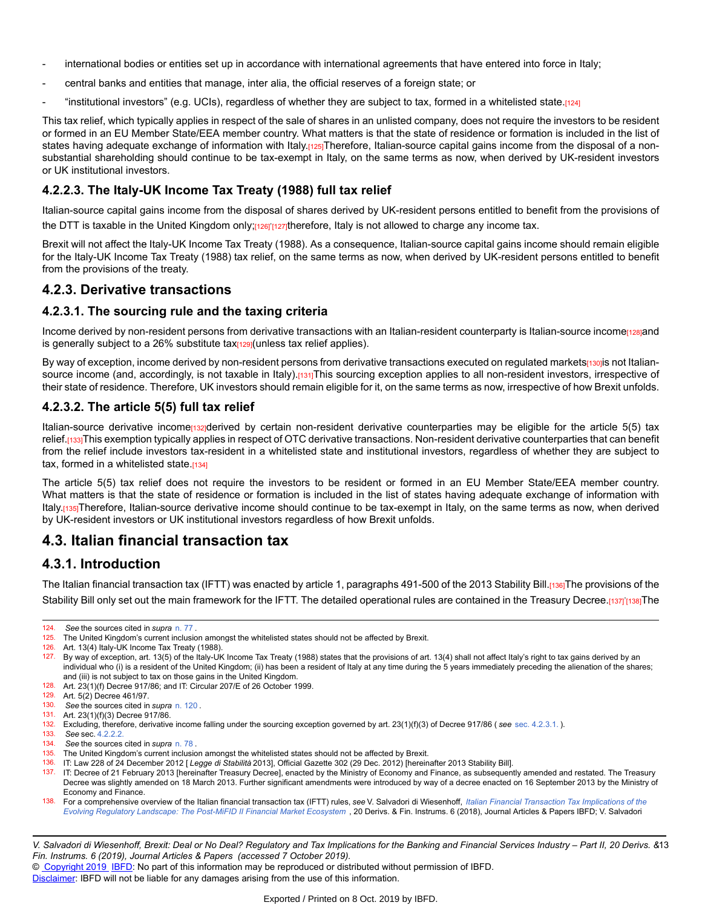- international bodies or entities set up in accordance with international agreements that have entered into force in Italy;
- central banks and entities that manage, inter alia, the official reserves of a foreign state; or
- "institutional investors" (e.g. UCIs), regardless of whether they are subject to tax, formed in a whitelisted state.[124]

This tax relief, which typically applies in respect of the sale of shares in an unlisted company, does not require the investors to be resident or formed in an EU Member State/EEA member country. What matters is that the state of residence or formation is included in the list of states having adequate exchange of information with Italy.[125]Therefore, Italian-source capital gains income from the disposal of a non-substantial shareholding should continue to be tax-exempt in Italy, on the same terms as now, when derived by UK-resident investors or UK institutional investors.

### 4.2.2.3. The Italy-UK Income Tax Treaty (1988) full tax relief

Italian-source capital gains income from the disposal of shares derived by UK-resident persons entitled to benefit from the provisions of the DTT is taxable in the United Kingdom only;[126]'[127]therefore, Italy is not allowed to charge any income tax.

Brexit will not affect the Italy-UK Income Tax Treaty (1988). As a consequence, Italian-source capital gains income should remain eligible for the Italy-UK Income Tax Treaty (1988) tax relief, on the same terms as now, when derived by UK-resident persons entitled to benefit from the provisions of the treaty.

## 4.2.3. Derivative transactions

### 4.2.3.1. The sourcing rule and the taxing criteria

Income derived by non-resident persons from derivative transactions with an Italian-resident counterparty is Italian-source income[128]and is generally subject to a 26% substitute tax[129](unless tax relief applies).

By way of exception, income derived by non-resident persons from derivative transactions executed on regulated markets[130]is not Italian-source income (and, accordingly, is not taxable in Italy).[131]This sourcing exception applies to all non-resident investors, irrespective of their state of residence. Therefore, UK investors should remain eligible for it, on the same terms as now, irrespective of how Brexit unfolds.

### 4.2.3.2. The article 5(5) full tax relief

Italian-source derivative income[132]derived by certain non-resident derivative counterparties may be eligible for the article 5(5) tax relief.[133]This exemption typically applies in respect of OTC derivative transactions. Non-resident derivative counterparties that can benefit from the relief include investors tax-resident in a whitelisted state and institutional investors, regardless of whether they are subject to tax, formed in a whitelisted state.[134]

The article 5(5) tax relief does not require the investors to be resident or formed in an EU Member State/EEA member country. What matters is that the state of residence or formation is included in the list of states having adequate exchange of information with Italy.[135]Therefore, Italian-source derivative income should continue to be tax-exempt in Italy, on the same terms as now, when derived by UK-resident investors or UK institutional investors regardless of how Brexit unfolds.

# 4.3. Italian financial transaction tax

## 4.3.1. Introduction

The Italian financial transaction tax (IFTT) was enacted by article 1, paragraphs 491-500 of the 2013 Stability Bill.[136]The provisions of the Stability Bill only set out the main framework for the IFTT. The detailed operational rules are contained in the Treasury Decree.[137]'[138]The

---

124. *See* the sources cited in *supra* n. 77 .
125. The United Kingdom's current inclusion amongst the whitelisted states should not be affected by Brexit.
126. Art. 13(4) Italy-UK Income Tax Treaty (1988).
127. By way of exception, art. 13(5) of the Italy-UK Income Tax Treaty (1988) states that the provisions of art. 13(4) shall not affect Italy's right to tax gains derived by an individual who (i) is a resident of the United Kingdom; (ii) has been a resident of Italy at any time during the 5 years immediately preceding the alienation of the shares; and (iii) is not subject to tax on those gains in the United Kingdom.
128. Art. 23(1)(f) Decree 917/86; and IT: Circular 207/E of 26 October 1999.
129. Art. 5(2) Decree 461/97.
130. *See* the sources cited in *supra* n. 120 .
131. Art. 23(1)(f)(3) Decree 917/86.
132. Excluding, therefore, derivative income falling under the sourcing exception governed by art. 23(1)(f)(3) of Decree 917/86 ( *see* sec. 4.2.3.1. ).
133. *See* sec. 4.2.2.2.
134. *See* the sources cited in *supra* n. 78 .
135. The United Kingdom's current inclusion amongst the whitelisted states should not be affected by Brexit.
136. IT: Law 228 of 24 December 2012 [ *Legge di Stabilità* 2013], Official Gazette 302 (29 Dec. 2012) [hereinafter 2013 Stability Bill].
137. IT: Decree of 21 February 2013 [hereinafter Treasury Decree], enacted by the Ministry of Economy and Finance, as subsequently amended and restated. The Treasury Decree was slightly amended on 18 March 2013. Further significant amendments were introduced by way of a decree enacted on 16 September 2013 by the Ministry of Economy and Finance.
138. For a comprehensive overview of the Italian financial transaction tax (IFTT) rules, *see* V. Salvadori di Wiesenhoff, *Italian Financial Transaction Tax Implications of the Evolving Regulatory Landscape: The Post-MiFID II Financial Market Ecosystem* , 20 Derivs. & Fin. Instrums. 6 (2018), Journal Articles & Papers IBFD; V. Salvadori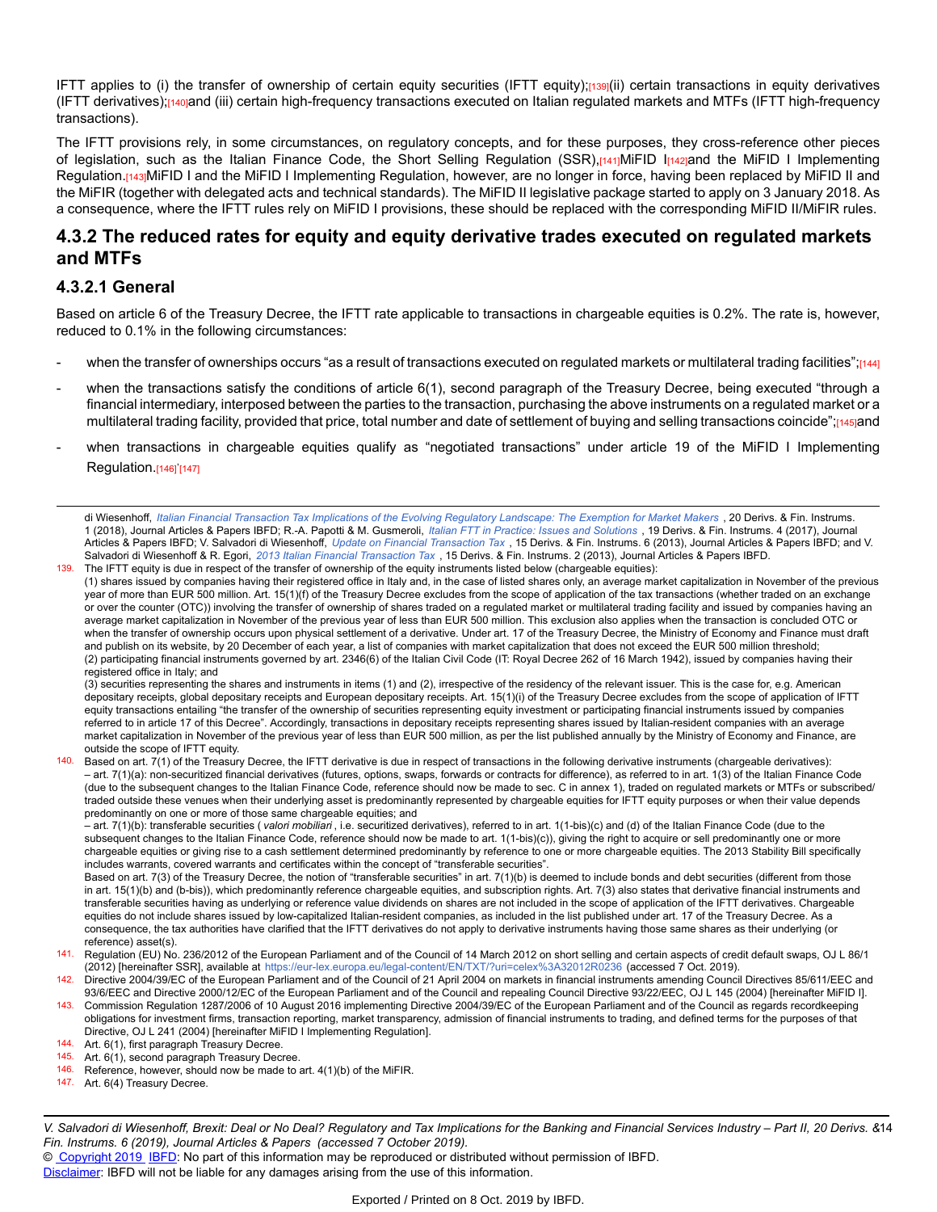IFTT applies to (i) the transfer of ownership of certain equity securities (IFTT equity);[139](ii) certain transactions in equity derivatives (IFTT derivatives);[140]and (iii) certain high-frequency transactions executed on Italian regulated markets and MTFs (IFTT high-frequency transactions).

The IFTT provisions rely, in some circumstances, on regulatory concepts, and for these purposes, they cross-reference other pieces of legislation, such as the Italian Finance Code, the Short Selling Regulation (SSR),[141]MiFID I[142]and the MiFID I Implementing Regulation.[143]MiFID I and the MiFID I Implementing Regulation, however, are no longer in force, having been replaced by MiFID II and the MiFIR (together with delegated acts and technical standards). The MiFID II legislative package started to apply on 3 January 2018. As a consequence, where the IFTT rules rely on MiFID I provisions, these should be replaced with the corresponding MiFID II/MiFIR rules.

## 4.3.2 The reduced rates for equity and equity derivative trades executed on regulated markets and MTFs

### 4.3.2.1 General

Based on article 6 of the Treasury Decree, the IFTT rate applicable to transactions in chargeable equities is 0.2%. The rate is, however, reduced to 0.1% in the following circumstances:

- when the transfer of ownerships occurs "as a result of transactions executed on regulated markets or multilateral trading facilities";[144]
- when the transactions satisfy the conditions of article 6(1), second paragraph of the Treasury Decree, being executed "through a financial intermediary, interposed between the parties to the transaction, purchasing the above instruments on a regulated market or a multilateral trading facility, provided that price, total number and date of settlement of buying and selling transactions coincide";[145]and
- when transactions in chargeable equities qualify as "negotiated transactions" under article 19 of the MiFID I Implementing Regulation.[146],[147]

---

di Wiesenhoff, *Italian Financial Transaction Tax Implications of the Evolving Regulatory Landscape: The Exemption for Market Makers* , 20 Derivs. & Fin. Instrums. 1 (2018), Journal Articles & Papers IBFD; R.-A. Papotti & M. Gusmeroli, *Italian FTT in Practice: Issues and Solutions* , 19 Derivs. & Fin. Instrums. 4 (2017), Journal Articles & Papers IBFD; V. Salvadori di Wiesenhoff, *Update on Financial Transaction Tax* , 15 Derivs. & Fin. Instrums. 6 (2013), Journal Articles & Papers IBFD; and V. Salvadori di Wiesenhoff & R. Egori, *2013 Italian Financial Transaction Tax* , 15 Derivs. & Fin. Instrums. 2 (2013), Journal Articles & Papers IBFD.

139. The IFTT equity is due in respect of the transfer of ownership of the equity instruments listed below (chargeable equities):
(1) shares issued by companies having their registered office in Italy and, in the case of listed shares only, an average market capitalization in November of the previous year of more than EUR 500 million. Art. 15(1)(f) of the Treasury Decree excludes from the scope of application of the tax transactions (whether traded on an exchange or over the counter (OTC)) involving the transfer of ownership of shares traded on a regulated market or multilateral trading facility and issued by companies having an average market capitalization in November of the previous year of less than EUR 500 million. This exclusion also applies when the transaction is concluded OTC or when the transfer of ownership occurs upon physical settlement of a derivative. Under art. 17 of the Treasury Decree, the Ministry of Economy and Finance must draft and publish on its website, by 20 December of each year, a list of companies with market capitalization that does not exceed the EUR 500 million threshold;
(2) participating financial instruments governed by art. 2346(6) of the Italian Civil Code (IT: Royal Decree 262 of 16 March 1942), issued by companies having their registered office in Italy; and
(3) securities representing the shares and instruments in items (1) and (2), irrespective of the residency of the relevant issuer. This is the case for, e.g. American depositary receipts, global depositary receipts and European depositary receipts. Art. 15(1)(i) of the Treasury Decree excludes from the scope of application of IFTT equity transactions entailing "the transfer of the ownership of securities representing equity investment or participating financial instruments issued by companies referred to in article 17 of this Decree". Accordingly, transactions in depositary receipts representing shares issued by Italian-resident companies with an average market capitalization in November of the previous year of less than EUR 500 million, as per the list published annually by the Ministry of Economy and Finance, are outside the scope of IFTT equity.

140. Based on art. 7(1) of the Treasury Decree, the IFTT derivative is due in respect of transactions in the following derivative instruments (chargeable derivatives):
– art. 7(1)(a): non-securitized financial derivatives (futures, options, swaps, forwards or contracts for difference), as referred to in art. 1(3) of the Italian Finance Code (due to the subsequent changes to the Italian Finance Code, reference should now be made to sec. C in annex 1), traded on regulated markets or MTFs or subscribed/traded outside these venues when their underlying asset is predominantly represented by chargeable equities for IFTT equity purposes or when their value depends predominantly on one or more of those same chargeable equities; and
– art. 7(1)(b): transferable securities ( *valori mobiliari* , i.e. securitized derivatives), referred to in art. 1(1-bis)(c) and (d) of the Italian Finance Code (due to the subsequent changes to the Italian Finance Code, reference should now be made to art. 1(1-bis)(c)), giving the right to acquire or sell predominantly one or more chargeable equities or giving rise to a cash settlement determined predominantly by reference to one or more chargeable equities. The 2013 Stability Bill specifically includes warrants, covered warrants and certificates within the concept of "transferable securities".
Based on art. 7(3) of the Treasury Decree, the notion of "transferable securities" in art. 7(1)(b) is deemed to include bonds and debt securities (different from those in art. 15(1)(b) and (b-bis)), which predominantly reference chargeable equities, and subscription rights. Art. 7(3) also states that derivative financial instruments and transferable securities having as underlying or reference value dividends on shares are not included in the scope of application of the IFTT derivatives. Chargeable equities do not include shares issued by low-capitalized Italian-resident companies, as included in the list published under art. 17 of the Treasury Decree. As a consequence, the tax authorities have clarified that the IFTT derivatives do not apply to derivative instruments having those same shares as their underlying (or reference) asset(s).

141. Regulation (EU) No. 236/2012 of the European Parliament and of the Council of 14 March 2012 on short selling and certain aspects of credit default swaps, OJ L 86/1 (2012) [hereinafter SSR], available at https://eur-lex.europa.eu/legal-content/EN/TXT/?uri=celex%3A32012R0236 (accessed 7 Oct. 2019).

142. Directive 2004/39/EC of the European Parliament and of the Council of 21 April 2004 on markets in financial instruments amending Council Directives 85/611/EEC and 93/6/EEC and Directive 2000/12/EC of the European Parliament and of the Council and repealing Council Directive 93/22/EEC, OJ L 145 (2004) [hereinafter MiFID I].

143. Commission Regulation 1287/2006 of 10 August 2016 implementing Directive 2004/39/EC of the European Parliament and of the Council as regards recordkeeping obligations for investment firms, transaction reporting, market transparency, admission of financial instruments to trading, and defined terms for the purposes of that Directive, OJ L 241 (2004) [hereinafter MiFID I Implementing Regulation].

144. Art. 6(1), first paragraph Treasury Decree.

145. Art. 6(1), second paragraph Treasury Decree.

146. Reference, however, should now be made to art. 4(1)(b) of the MiFIR.

147. Art. 6(4) Treasury Decree.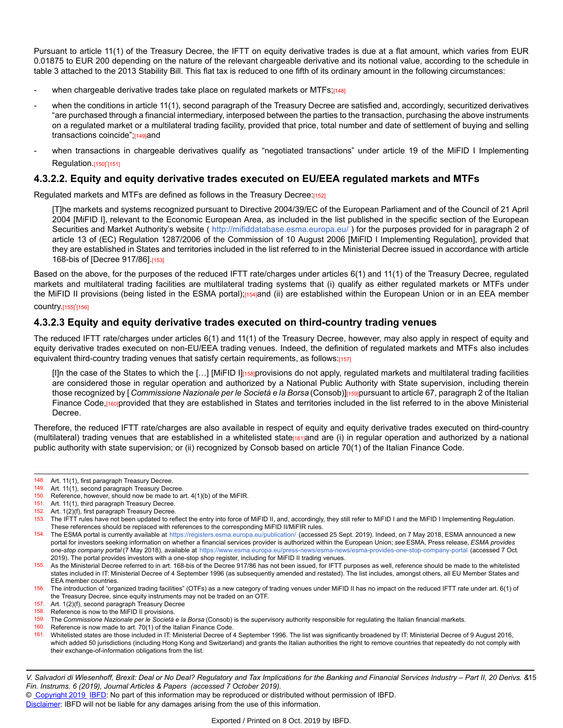Pursuant to article 11(1) of the Treasury Decree, the IFTT on equity derivative trades is due at a flat amount, which varies from EUR 0.01875 to EUR 200 depending on the nature of the relevant chargeable derivative and its notional value, according to the schedule in table 3 attached to the 2013 Stability Bill. This flat tax is reduced to one fifth of its ordinary amount in the following circumstances:

- when chargeable derivative trades take place on regulated markets or MTFs;[148]
- when the conditions in article 11(1), second paragraph of the Treasury Decree are satisfied and, accordingly, securitized derivatives "are purchased through a financial intermediary, interposed between the parties to the transaction, purchasing the above instruments on a regulated market or a multilateral trading facility, provided that price, total number and date of settlement of buying and selling transactions coincide";[149] and
- when transactions in chargeable derivatives qualify as "negotiated transactions" under article 19 of the MiFID I Implementing Regulation.[150],[151]

### 4.3.2.2. Equity and equity derivative trades executed on EU/EEA regulated markets and MTFs

Regulated markets and MTFs are defined as follows in the Treasury Decree:[152]

> [T]he markets and systems recognized pursuant to Directive 2004/39/EC of the European Parliament and of the Council of 21 April 2004 [MiFID I], relevant to the Economic European Area, as included in the list published in the specific section of the European Securities and Market Authority's website ( http://mifiddatabase.esma.europa.eu/ ) for the purposes provided for in paragraph 2 of article 13 of (EC) Regulation 1287/2006 of the Commission of 10 August 2006 [MiFID I Implementing Regulation], provided that they are established in States and territories included in the list referred to in the Ministerial Decree issued in accordance with article 168-bis of [Decree 917/86].[153]

Based on the above, for the purposes of the reduced IFTT rate/charges under articles 6(1) and 11(1) of the Treasury Decree, regulated markets and multilateral trading facilities are multilateral trading systems that (i) qualify as either regulated markets or MTFs under the MiFID II provisions (being listed in the ESMA portal);[154] and (ii) are established within the European Union or in an EEA member country.[155],[156]

### 4.3.2.3 Equity and equity derivative trades executed on third-country trading venues

The reduced IFTT rate/charges under articles 6(1) and 11(1) of the Treasury Decree, however, may also apply in respect of equity and equity derivative trades executed on non-EU/EEA trading venues. Indeed, the definition of regulated markets and MTFs also includes equivalent third-country trading venues that satisfy certain requirements, as follows:[157]

> [I]n the case of the States to which the […] [MiFID I][158] provisions do not apply, regulated markets and multilateral trading facilities are considered those in regular operation and authorized by a National Public Authority with State supervision, including therein those recognized by [*Commissione Nazionale per le Società e la Borsa* (Consob)][159] pursuant to article 67, paragraph 2 of the Italian Finance Code,[160] provided that they are established in States and territories included in the list referred to in the above Ministerial Decree.

Therefore, the reduced IFTT rate/charges are also available in respect of equity and equity derivative trades executed on third-country (multilateral) trading venues that are established in a whitelisted state[161] and are (i) in regular operation and authorized by a national public authority with state supervision; or (ii) recognized by Consob based on article 70(1) of the Italian Finance Code.

---

148. Art. 11(1), first paragraph Treasury Decree.
149. Art. 11(1), second paragraph Treasury Decree.
150. Reference, however, should now be made to art. 4(1)(b) of the MiFIR.
151. Art. 11(1), third paragraph Treasury Decree.
152. Art. 1(2)(f), first paragraph Treasury Decree.
153. The IFTT rules have not been updated to reflect the entry into force of MiFID II, and, accordingly, they still refer to MiFID I and the MiFID I Implementing Regulation. These references should be replaced with references to the corresponding MiFID II/MiFIR rules.
154. The ESMA portal is currently available at https://registers.esma.europa.eu/publication/ (accessed 25 Sept. 2019). Indeed, on 7 May 2018, ESMA announced a new portal for investors seeking information on whether a financial services provider is authorized within the European Union; *see* ESMA, Press release, *ESMA provides one-stop company portal* (7 May 2018), available at https://www.esma.europa.eu/press-news/esma-news/esma-provides-one-stop-company-portal (accessed 7 Oct. 2019). The portal provides investors with a one-stop shop register, including for MiFID II trading venues.
155. As the Ministerial Decree referred to in art. 168-bis of the Decree 917/86 has not been issued, for IFTT purposes as well, reference should be made to the whitelisted states included in IT: Ministerial Decree of 4 September 1996 (as subsequently amended and restated). The list includes, amongst others, all EU Member States and EEA member countries.
156. The introduction of "organized trading facilities" (OTFs) as a new category of trading venues under MiFID II has no impact on the reduced IFTT rate under art. 6(1) of the Treasury Decree, since equity instruments may not be traded on an OTF.
157. Art. 1(2)(f), second paragraph Treasury Decree
158. Reference is now to the MiFID II provisions.
159. The *Commissione Nazionale per le Società e la Borsa* (Consob) is the supervisory authority responsible for regulating the Italian financial markets.
160. Reference is now made to art. 70(1) of the Italian Finance Code.
161. Whitelisted states are those included in IT: Ministerial Decree of 4 September 1996. The list was significantly broadened by IT: Ministerial Decree of 9 August 2016, which added 50 jurisdictions (including Hong Kong and Switzerland) and grants the Italian authorities the right to remove countries that repeatedly do not comply with their exchange-of-information obligations from the list.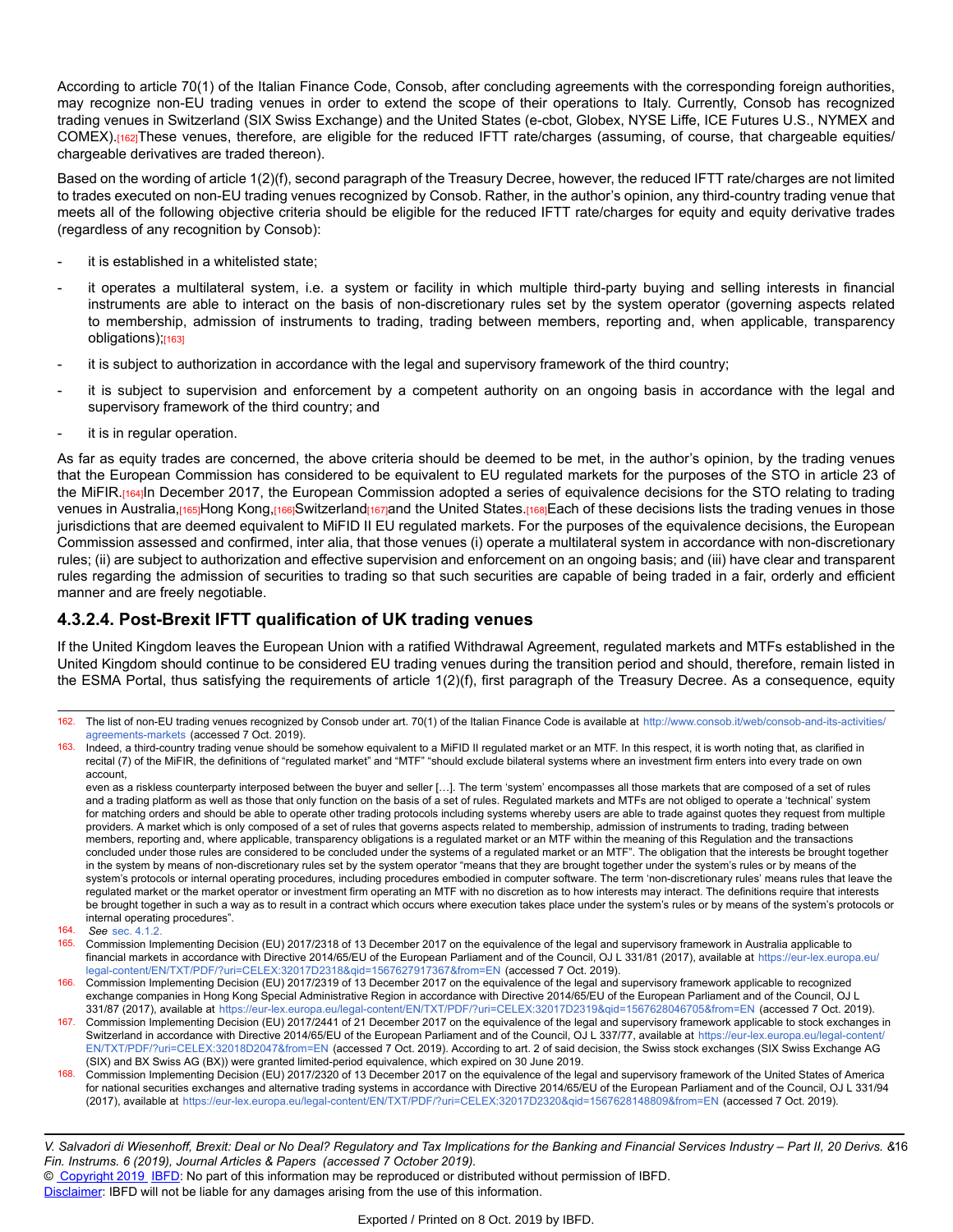According to article 70(1) of the Italian Finance Code, Consob, after concluding agreements with the corresponding foreign authorities, may recognize non-EU trading venues in order to extend the scope of their operations to Italy. Currently, Consob has recognized trading venues in Switzerland (SIX Swiss Exchange) and the United States (e-cbot, Globex, NYSE Liffe, ICE Futures U.S., NYMEX and COMEX).[162] These venues, therefore, are eligible for the reduced IFTT rate/charges (assuming, of course, that chargeable equities/ chargeable derivatives are traded thereon).

Based on the wording of article 1(2)(f), second paragraph of the Treasury Decree, however, the reduced IFTT rate/charges are not limited to trades executed on non-EU trading venues recognized by Consob. Rather, in the author's opinion, any third-country trading venue that meets all of the following objective criteria should be eligible for the reduced IFTT rate/charges for equity and equity derivative trades (regardless of any recognition by Consob):

- it is established in a whitelisted state;
- it operates a multilateral system, i.e. a system or facility in which multiple third-party buying and selling interests in financial instruments are able to interact on the basis of non-discretionary rules set by the system operator (governing aspects related to membership, admission of instruments to trading, trading between members, reporting and, when applicable, transparency obligations);[163]
- it is subject to authorization in accordance with the legal and supervisory framework of the third country;
- it is subject to supervision and enforcement by a competent authority on an ongoing basis in accordance with the legal and supervisory framework of the third country; and
- it is in regular operation.

As far as equity trades are concerned, the above criteria should be deemed to be met, in the author's opinion, by the trading venues that the European Commission has considered to be equivalent to EU regulated markets for the purposes of the STO in article 23 of the MiFIR.[164] In December 2017, the European Commission adopted a series of equivalence decisions for the STO relating to trading venues in Australia,[165] Hong Kong,[166] Switzerland[167] and the United States.[168] Each of these decisions lists the trading venues in those jurisdictions that are deemed equivalent to MiFID II EU regulated markets. For the purposes of the equivalence decisions, the European Commission assessed and confirmed, inter alia, that those venues (i) operate a multilateral system in accordance with non-discretionary rules; (ii) are subject to authorization and effective supervision and enforcement on an ongoing basis; and (iii) have clear and transparent rules regarding the admission of securities to trading so that such securities are capable of being traded in a fair, orderly and efficient manner and are freely negotiable.

#### 4.3.2.4. Post-Brexit IFTT qualification of UK trading venues

If the United Kingdom leaves the European Union with a ratified Withdrawal Agreement, regulated markets and MTFs established in the United Kingdom should continue to be considered EU trading venues during the transition period and should, therefore, remain listed in the ESMA Portal, thus satisfying the requirements of article 1(2)(f), first paragraph of the Treasury Decree. As a consequence, equity

---

162. The list of non-EU trading venues recognized by Consob under art. 70(1) of the Italian Finance Code is available at http://www.consob.it/web/consob-and-its-activities/agreements-markets (accessed 7 Oct. 2019).

163. Indeed, a third-country trading venue should be somehow equivalent to a MiFID II regulated market or an MTF. In this respect, it is worth noting that, as clarified in recital (7) of the MiFIR, the definitions of "regulated market" and "MTF" "should exclude bilateral systems where an investment firm enters into every trade on own account,

even as a riskless counterparty interposed between the buyer and seller […]. The term 'system' encompasses all those markets that are composed of a set of rules and a trading platform as well as those that only function on the basis of a set of rules. Regulated markets and MTFs are not obliged to operate a 'technical' system for matching orders and should be able to operate other trading protocols including systems whereby users are able to trade against quotes they request from multiple providers. A market which is only composed of a set of rules that governs aspects related to membership, admission of instruments to trading, trading between members, reporting and, where applicable, transparency obligations is a regulated market or an MTF within the meaning of this Regulation and the transactions concluded under those rules are considered to be concluded under the systems of a regulated market or an MTF". The obligation that the interests be brought together in the system by means of non-discretionary rules set by the system operator "means that they are brought together under the system's rules or by means of the system's protocols or internal operating procedures, including procedures embodied in computer software. The term 'non-discretionary rules' means rules that leave the regulated market or the market operator or investment firm operating an MTF with no discretion as to how interests may interact. The definitions require that interests be brought together in such a way as to result in a contract which occurs where execution takes place under the system's rules or by means of the system's protocols or internal operating procedures".

164. *See* sec. 4.1.2.

165. Commission Implementing Decision (EU) 2017/2318 of 13 December 2017 on the equivalence of the legal and supervisory framework in Australia applicable to financial markets in accordance with Directive 2014/65/EU of the European Parliament and of the Council, OJ L 331/81 (2017), available at https://eur-lex.europa.eu/legal-content/EN/TXT/PDF/?uri=CELEX:32017D2318&qid=1567627917367&from=EN (accessed 7 Oct. 2019).

166. Commission Implementing Decision (EU) 2017/2319 of 13 December 2017 on the equivalence of the legal and supervisory framework applicable to recognized exchange companies in Hong Kong Special Administrative Region in accordance with Directive 2014/65/EU of the European Parliament and of the Council, OJ L 331/87 (2017), available at https://eur-lex.europa.eu/legal-content/EN/TXT/PDF/?uri=CELEX:32017D2319&qid=1567628046705&from=EN (accessed 7 Oct. 2019).

167. Commission Implementing Decision (EU) 2017/2441 of 21 December 2017 on the equivalence of the legal and supervisory framework applicable to stock exchanges in Switzerland in accordance with Directive 2014/65/EU of the European Parliament and of the Council, OJ L 337/77, available at https://eur-lex.europa.eu/legal-content/EN/TXT/PDF/?uri=CELEX:32018D2047&from=EN (accessed 7 Oct. 2019). According to art. 2 of said decision, the Swiss stock exchanges (SIX Swiss Exchange AG (SIX) and BX Swiss AG (BX)) were granted limited-period equivalence, which expired on 30 June 2019.

168. Commission Implementing Decision (EU) 2017/2320 of 13 December 2017 on the equivalence of the legal and supervisory framework of the United States of America for national securities exchanges and alternative trading systems in accordance with Directive 2014/65/EU of the European Parliament and of the Council, OJ L 331/94 (2017), available at https://eur-lex.europa.eu/legal-content/EN/TXT/PDF/?uri=CELEX:32017D2320&qid=1567628148809&from=EN (accessed 7 Oct. 2019).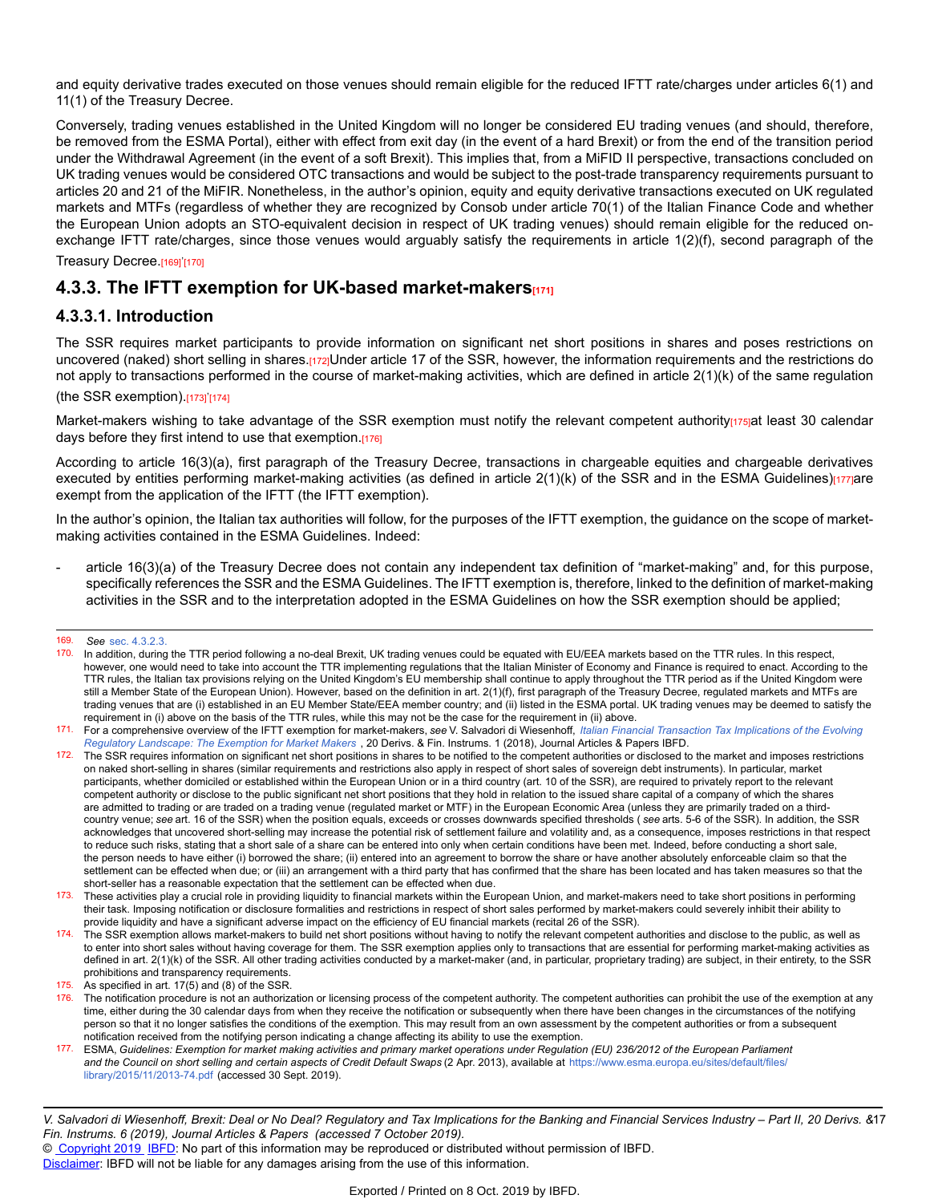and equity derivative trades executed on those venues should remain eligible for the reduced IFTT rate/charges under articles 6(1) and 11(1) of the Treasury Decree.

Conversely, trading venues established in the United Kingdom will no longer be considered EU trading venues (and should, therefore, be removed from the ESMA Portal), either with effect from exit day (in the event of a hard Brexit) or from the end of the transition period under the Withdrawal Agreement (in the event of a soft Brexit). This implies that, from a MiFID II perspective, transactions concluded on UK trading venues would be considered OTC transactions and would be subject to the post-trade transparency requirements pursuant to articles 20 and 21 of the MiFIR. Nonetheless, in the author's opinion, equity and equity derivative transactions executed on UK regulated markets and MTFs (regardless of whether they are recognized by Consob under article 70(1) of the Italian Finance Code and whether the European Union adopts an STO-equivalent decision in respect of UK trading venues) should remain eligible for the reduced on-exchange IFTT rate/charges, since those venues would arguably satisfy the requirements in article 1(2)(f), second paragraph of the Treasury Decree.[169]'[170]

## 4.3.3. The IFTT exemption for UK-based market-makers[171]

### 4.3.3.1. Introduction

The SSR requires market participants to provide information on significant net short positions in shares and poses restrictions on uncovered (naked) short selling in shares.[172]Under article 17 of the SSR, however, the information requirements and the restrictions do not apply to transactions performed in the course of market-making activities, which are defined in article 2(1)(k) of the same regulation (the SSR exemption).[173]'[174]

Market-makers wishing to take advantage of the SSR exemption must notify the relevant competent authority[175]at least 30 calendar days before they first intend to use that exemption.[176]

According to article 16(3)(a), first paragraph of the Treasury Decree, transactions in chargeable equities and chargeable derivatives executed by entities performing market-making activities (as defined in article 2(1)(k) of the SSR and in the ESMA Guidelines)[177]are exempt from the application of the IFTT (the IFTT exemption).

In the author's opinion, the Italian tax authorities will follow, for the purposes of the IFTT exemption, the guidance on the scope of market-making activities contained in the ESMA Guidelines. Indeed:

- article 16(3)(a) of the Treasury Decree does not contain any independent tax definition of "market-making" and, for this purpose, specifically references the SSR and the ESMA Guidelines. The IFTT exemption is, therefore, linked to the definition of market-making activities in the SSR and to the interpretation adopted in the ESMA Guidelines on how the SSR exemption should be applied;

---

169. *See* sec. 4.3.2.3.

170. In addition, during the TTR period following a no-deal Brexit, UK trading venues could be equated with EU/EEA markets based on the TTR rules. In this respect, however, one would need to take into account the TTR implementing regulations that the Italian Minister of Economy and Finance is required to enact. According to the TTR rules, the Italian tax provisions relying on the United Kingdom's EU membership shall continue to apply throughout the TTR period as if the United Kingdom were still a Member State of the European Union). However, based on the definition in art. 2(1)(f), first paragraph of the Treasury Decree, regulated markets and MTFs are trading venues that are (i) established in an EU Member State/EEA member country; and (ii) listed in the ESMA portal. UK trading venues may be deemed to satisfy the requirement in (i) above on the basis of the TTR rules, while this may not be the case for the requirement in (ii) above.

171. For a comprehensive overview of the IFTT exemption for market-makers, *see* V. Salvadori di Wiesenhoff, *Italian Financial Transaction Tax Implications of the Evolving Regulatory Landscape: The Exemption for Market Makers* , 20 Derivs. & Fin. Instrums. 1 (2018), Journal Articles & Papers IBFD.

172. The SSR requires information on significant net short positions in shares to be notified to the competent authorities or disclosed to the market and imposes restrictions on naked short-selling in shares (similar requirements and restrictions also apply in respect of short sales of sovereign debt instruments). In particular, market participants, whether domiciled or established within the European Union or in a third country (art. 10 of the SSR), are required to privately report to the relevant competent authority or disclose to the public significant net short positions that they hold in relation to the issued share capital of a company of which the shares are admitted to trading or are traded on a trading venue (regulated market or MTF) in the European Economic Area (unless they are primarily traded on a third-country venue; *see* art. 16 of the SSR) when the position equals, exceeds or crosses downwards specified thresholds ( *see* arts. 5-6 of the SSR). In addition, the SSR acknowledges that uncovered short-selling may increase the potential risk of settlement failure and volatility and, as a consequence, imposes restrictions in that respect to reduce such risks, stating that a short sale of a share can be entered into only when certain conditions have been met. Indeed, before conducting a short sale, the person needs to have either (i) borrowed the share; (ii) entered into an agreement to borrow the share or have another absolutely enforceable claim so that the settlement can be effected when due; or (iii) an arrangement with a third party that has confirmed that the share has been located and has taken measures so that the short-seller has a reasonable expectation that the settlement can be effected when due.

173. These activities play a crucial role in providing liquidity to financial markets within the European Union, and market-makers need to take short positions in performing their task. Imposing notification or disclosure formalities and restrictions in respect of short sales performed by market-makers could severely inhibit their ability to provide liquidity and have a significant adverse impact on the efficiency of EU financial markets (recital 26 of the SSR).

174. The SSR exemption allows market-makers to build net short positions without having to notify the relevant competent authorities and disclose to the public, as well as to enter into short sales without having coverage for them. The SSR exemption applies only to transactions that are essential for performing market-making activities as defined in art. 2(1)(k) of the SSR. All other trading activities conducted by a market-maker (and, in particular, proprietary trading) are subject, in their entirety, to the SSR prohibitions and transparency requirements.

175. As specified in art. 17(5) and (8) of the SSR.

176. The notification procedure is not an authorization or licensing process of the competent authority. The competent authorities can prohibit the use of the exemption at any time, either during the 30 calendar days from when they receive the notification or subsequently when there have been changes in the circumstances of the notifying person so that it no longer satisfies the conditions of the exemption. This may result from an own assessment by the competent authorities or from a subsequent notification received from the notifying person indicating a change affecting its ability to use the exemption.

177. ESMA, *Guidelines: Exemption for market making activities and primary market operations under Regulation (EU) 236/2012 of the European Parliament and the Council on short selling and certain aspects of Credit Default Swaps* (2 Apr. 2013), available at https://www.esma.europa.eu/sites/default/files/library/2015/11/2013-74.pdf (accessed 30 Sept. 2019).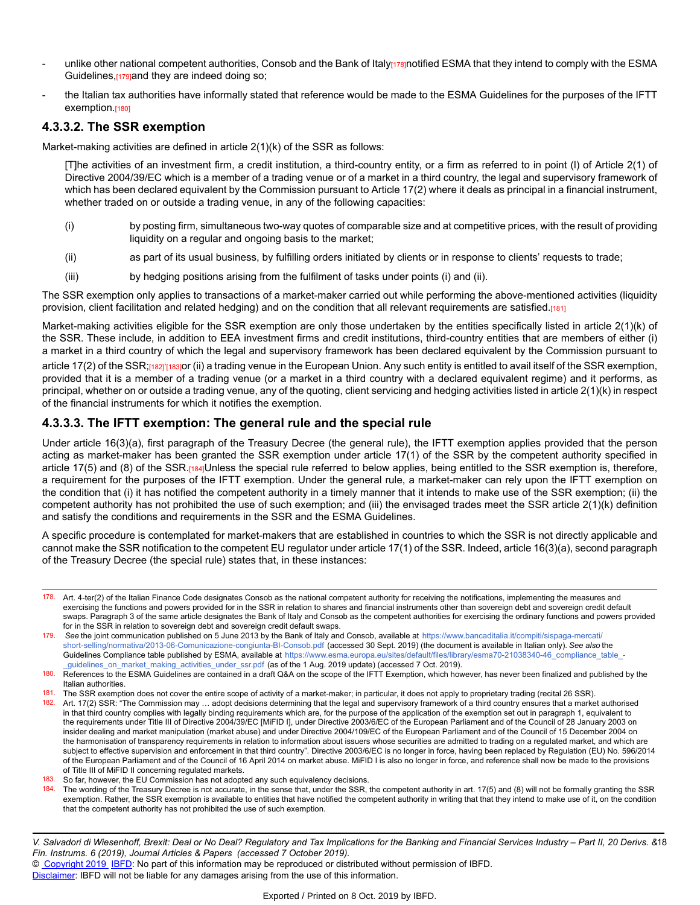- unlike other national competent authorities, Consob and the Bank of Italy[178] notified ESMA that they intend to comply with the ESMA Guidelines,[179] and they are indeed doing so;
- the Italian tax authorities have informally stated that reference would be made to the ESMA Guidelines for the purposes of the IFTT exemption.[180]

### 4.3.3.2. The SSR exemption

Market-making activities are defined in article 2(1)(k) of the SSR as follows:

> [T]he activities of an investment firm, a credit institution, a third-country entity, or a firm as referred to in point (l) of Article 2(1) of Directive 2004/39/EC which is a member of a trading venue or of a market in a third country, the legal and supervisory framework of which has been declared equivalent by the Commission pursuant to Article 17(2) where it deals as principal in a financial instrument, whether traded on or outside a trading venue, in any of the following capacities:
>
> (i) by posting firm, simultaneous two-way quotes of comparable size and at competitive prices, with the result of providing liquidity on a regular and ongoing basis to the market;
>
> (ii) as part of its usual business, by fulfilling orders initiated by clients or in response to clients' requests to trade;
>
> (iii) by hedging positions arising from the fulfilment of tasks under points (i) and (ii).

The SSR exemption only applies to transactions of a market-maker carried out while performing the above-mentioned activities (liquidity provision, client facilitation and related hedging) and on the condition that all relevant requirements are satisfied.[181]

Market-making activities eligible for the SSR exemption are only those undertaken by the entities specifically listed in article 2(1)(k) of the SSR. These include, in addition to EEA investment firms and credit institutions, third-country entities that are members of either (i) a market in a third country of which the legal and supervisory framework has been declared equivalent by the Commission pursuant to article 17(2) of the SSR;[182]'[183] or (ii) a trading venue in the European Union. Any such entity is entitled to avail itself of the SSR exemption, provided that it is a member of a trading venue (or a market in a third country with a declared equivalent regime) and it performs, as principal, whether on or outside a trading venue, any of the quoting, client servicing and hedging activities listed in article 2(1)(k) in respect of the financial instruments for which it notifies the exemption.

### 4.3.3.3. The IFTT exemption: The general rule and the special rule

Under article 16(3)(a), first paragraph of the Treasury Decree (the general rule), the IFTT exemption applies provided that the person acting as market-maker has been granted the SSR exemption under article 17(1) of the SSR by the competent authority specified in article 17(5) and (8) of the SSR.[184] Unless the special rule referred to below applies, being entitled to the SSR exemption is, therefore, a requirement for the purposes of the IFTT exemption. Under the general rule, a market-maker can rely upon the IFTT exemption on the condition that (i) it has notified the competent authority in a timely manner that it intends to make use of the SSR exemption; (ii) the competent authority has not prohibited the use of such exemption; and (iii) the envisaged trades meet the SSR article 2(1)(k) definition and satisfy the conditions and requirements in the SSR and the ESMA Guidelines.

A specific procedure is contemplated for market-makers that are established in countries to which the SSR is not directly applicable and cannot make the SSR notification to the competent EU regulator under article 17(1) of the SSR. Indeed, article 16(3)(a), second paragraph of the Treasury Decree (the special rule) states that, in these instances:

---

178. Art. 4-ter(2) of the Italian Finance Code designates Consob as the national competent authority for receiving the notifications, implementing the measures and exercising the functions and powers provided for in the SSR in relation to shares and financial instruments other than sovereign debt and sovereign credit default swaps. Paragraph 3 of the same article designates the Bank of Italy and Consob as the competent authorities for exercising the ordinary functions and powers provided for in the SSR in relation to sovereign debt and sovereign credit default swaps.

179. *See* the joint communication published on 5 June 2013 by the Bank of Italy and Consob, available at https://www.bancaditalia.it/compiti/sispaga-mercati/short-selling/normativa/2013-06-Comunicazione-congiunta-BI-Consob.pdf (accessed 30 Sept. 2019) (the document is available in Italian only). *See also* the Guidelines Compliance table published by ESMA, available at https://www.esma.europa.eu/sites/default/files/library/esma70-21038340-46_compliance_table_-_guidelines_on_market_making_activities_under_ssr.pdf (as of the 1 Aug. 2019 update) (accessed 7 Oct. 2019).

180. References to the ESMA Guidelines are contained in a draft Q&A on the scope of the IFTT Exemption, which however, has never been finalized and published by the Italian authorities.

181. The SSR exemption does not cover the entire scope of activity of a market-maker; in particular, it does not apply to proprietary trading (recital 26 SSR).

182. Art. 17(2) SSR: "The Commission may … adopt decisions determining that the legal and supervisory framework of a third country ensures that a market authorised in that third country complies with legally binding requirements which are, for the purpose of the application of the exemption set out in paragraph 1, equivalent to the requirements under Title III of Directive 2004/39/EC [MiFID I], under Directive 2003/6/EC of the European Parliament and of the Council of 28 January 2003 on insider dealing and market manipulation (market abuse) and under Directive 2004/109/EC of the European Parliament and of the Council of 15 December 2004 on the harmonisation of transparency requirements in relation to information about issuers whose securities are admitted to trading on a regulated market, and which are subject to effective supervision and enforcement in that third country". Directive 2003/6/EC is no longer in force, having been replaced by Regulation (EU) No. 596/2014 of the European Parliament and of the Council of 16 April 2014 on market abuse. MiFID I is also no longer in force, and reference shall now be made to the provisions of Title III of MiFID II concerning regulated markets.

183. So far, however, the EU Commission has not adopted any such equivalency decisions.

184. The wording of the Treasury Decree is not accurate, in the sense that, under the SSR, the competent authority in art. 17(5) and (8) will not be formally granting the SSR exemption. Rather, the SSR exemption is available to entities that have notified the competent authority in writing that that they intend to make use of it, on the condition that the competent authority has not prohibited the use of such exemption.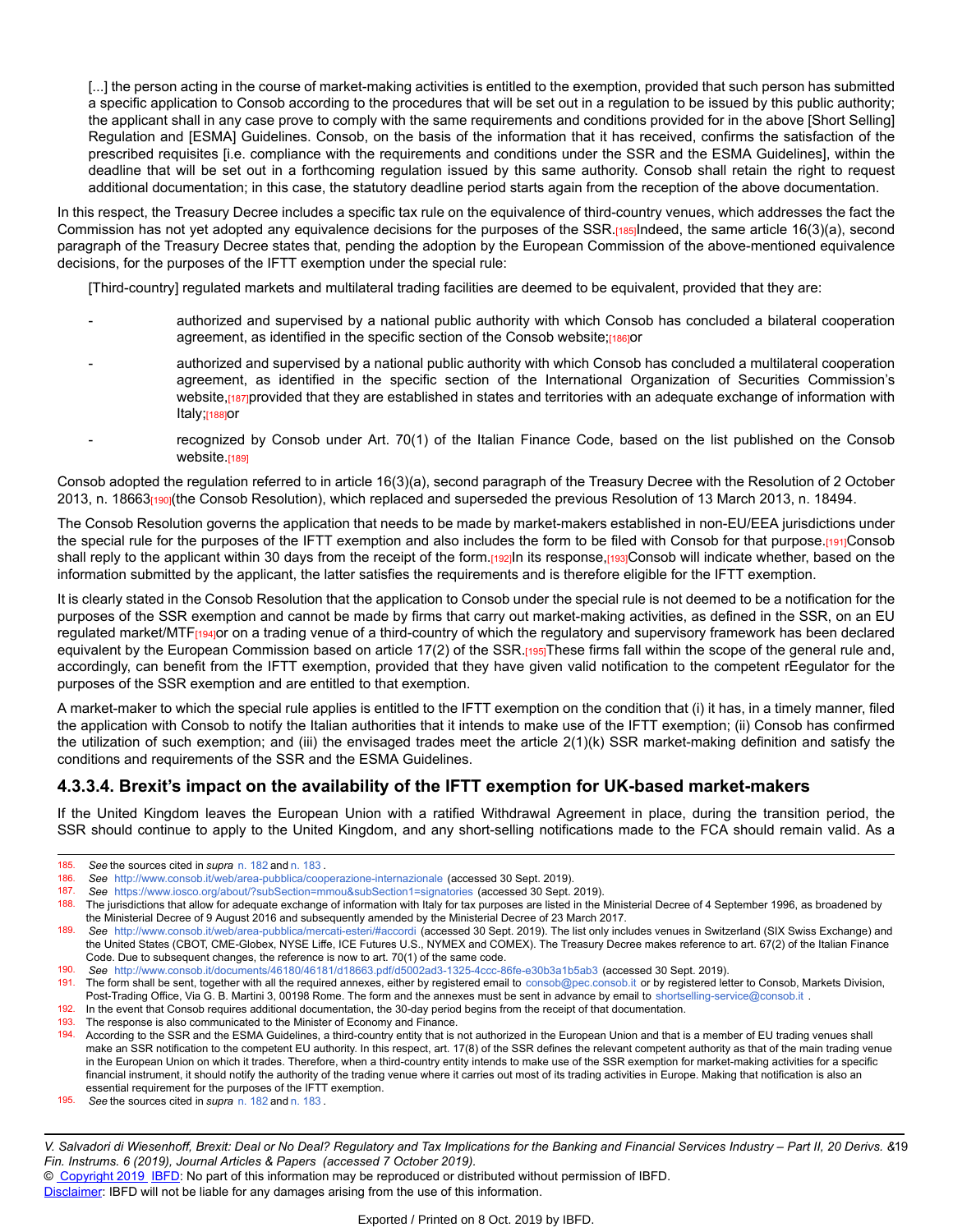> [...] the person acting in the course of market-making activities is entitled to the exemption, provided that such person has submitted a specific application to Consob according to the procedures that will be set out in a regulation to be issued by this public authority; the applicant shall in any case prove to comply with the same requirements and conditions provided for in the above [Short Selling] Regulation and [ESMA] Guidelines. Consob, on the basis of the information that it has received, confirms the satisfaction of the prescribed requisites [i.e. compliance with the requirements and conditions under the SSR and the ESMA Guidelines], within the deadline that will be set out in a forthcoming regulation issued by this same authority. Consob shall retain the right to request additional documentation; in this case, the statutory deadline period starts again from the reception of the above documentation.

In this respect, the Treasury Decree includes a specific tax rule on the equivalence of third-country venues, which addresses the fact the Commission has not yet adopted any equivalence decisions for the purposes of the SSR.[185] Indeed, the same article 16(3)(a), second paragraph of the Treasury Decree states that, pending the adoption by the European Commission of the above-mentioned equivalence decisions, for the purposes of the IFTT exemption under the special rule:

> [Third-country] regulated markets and multilateral trading facilities are deemed to be equivalent, provided that they are:
>
> - authorized and supervised by a national public authority with which Consob has concluded a bilateral cooperation agreement, as identified in the specific section of the Consob website;[186] or
> - authorized and supervised by a national public authority with which Consob has concluded a multilateral cooperation agreement, as identified in the specific section of the International Organization of Securities Commission's website,[187] provided that they are established in states and territories with an adequate exchange of information with Italy;[188] or
> - recognized by Consob under Art. 70(1) of the Italian Finance Code, based on the list published on the Consob website.[189]

Consob adopted the regulation referred to in article 16(3)(a), second paragraph of the Treasury Decree with the Resolution of 2 October 2013, n. 18663[190] (the Consob Resolution), which replaced and superseded the previous Resolution of 13 March 2013, n. 18494.

The Consob Resolution governs the application that needs to be made by market-makers established in non-EU/EEA jurisdictions under the special rule for the purposes of the IFTT exemption and also includes the form to be filed with Consob for that purpose.[191] Consob shall reply to the applicant within 30 days from the receipt of the form.[192] In its response,[193] Consob will indicate whether, based on the information submitted by the applicant, the latter satisfies the requirements and is therefore eligible for the IFTT exemption.

It is clearly stated in the Consob Resolution that the application to Consob under the special rule is not deemed to be a notification for the purposes of the SSR exemption and cannot be made by firms that carry out market-making activities, as defined in the SSR, on an EU regulated market/MTF[194] or on a trading venue of a third-country of which the regulatory and supervisory framework has been declared equivalent by the European Commission based on article 17(2) of the SSR.[195] These firms fall within the scope of the general rule and, accordingly, can benefit from the IFTT exemption, provided that they have given valid notification to the competent rEegulator for the purposes of the SSR exemption and are entitled to that exemption.

A market-maker to which the special rule applies is entitled to the IFTT exemption on the condition that (i) it has, in a timely manner, filed the application with Consob to notify the Italian authorities that it intends to make use of the IFTT exemption; (ii) Consob has confirmed the utilization of such exemption; and (iii) the envisaged trades meet the article 2(1)(k) SSR market-making definition and satisfy the conditions and requirements of the SSR and the ESMA Guidelines.

### 4.3.3.4. Brexit's impact on the availability of the IFTT exemption for UK-based market-makers

If the United Kingdom leaves the European Union with a ratified Withdrawal Agreement in place, during the transition period, the SSR should continue to apply to the United Kingdom, and any short-selling notifications made to the FCA should remain valid. As a

---

185. *See* the sources cited in *supra* n. 182 and n. 183 .
186. *See* http://www.consob.it/web/area-pubblica/cooperazione-internazionale (accessed 30 Sept. 2019).
187. *See* https://www.iosco.org/about/?subSection=mmou&subSection1=signatories (accessed 30 Sept. 2019).
188. The jurisdictions that allow for adequate exchange of information with Italy for tax purposes are listed in the Ministerial Decree of 4 September 1996, as broadened by the Ministerial Decree of 9 August 2016 and subsequently amended by the Ministerial Decree of 23 March 2017.
189. *See* http://www.consob.it/web/area-pubblica/mercati-esteri/#accordi (accessed 30 Sept. 2019). The list only includes venues in Switzerland (SIX Swiss Exchange) and the United States (CBOT, CME-Globex, NYSE Liffe, ICE Futures U.S., NYMEX and COMEX). The Treasury Decree makes reference to art. 67(2) of the Italian Finance Code. Due to subsequent changes, the reference is now to art. 70(1) of the same code.
190. *See* http://www.consob.it/documents/46180/46181/d18663.pdf/d5002ad3-1325-4ccc-86fe-e30b3a1b5ab3 (accessed 30 Sept. 2019).
191. The form shall be sent, together with all the required annexes, either by registered email to consob@pec.consob.it or by registered letter to Consob, Markets Division, Post-Trading Office, Via G. B. Martini 3, 00198 Rome. The form and the annexes must be sent in advance by email to shortselling-service@consob.it .
192. In the event that Consob requires additional documentation, the 30-day period begins from the receipt of that documentation.
193. The response is also communicated to the Minister of Economy and Finance.
194. According to the SSR and the ESMA Guidelines, a third-country entity that is not authorized in the European Union and that is a member of EU trading venues shall make an SSR notification to the competent EU authority. In this respect, art. 17(8) of the SSR defines the relevant competent authority as that of the main trading venue in the European Union on which it trades. Therefore, when a third-country entity intends to make use of the SSR exemption for market-making activities for a specific financial instrument, it should notify the authority of the trading venue where it carries out most of its trading activities in Europe. Making that notification is also an essential requirement for the purposes of the IFTT exemption.
195. *See* the sources cited in *supra* n. 182 and n. 183 .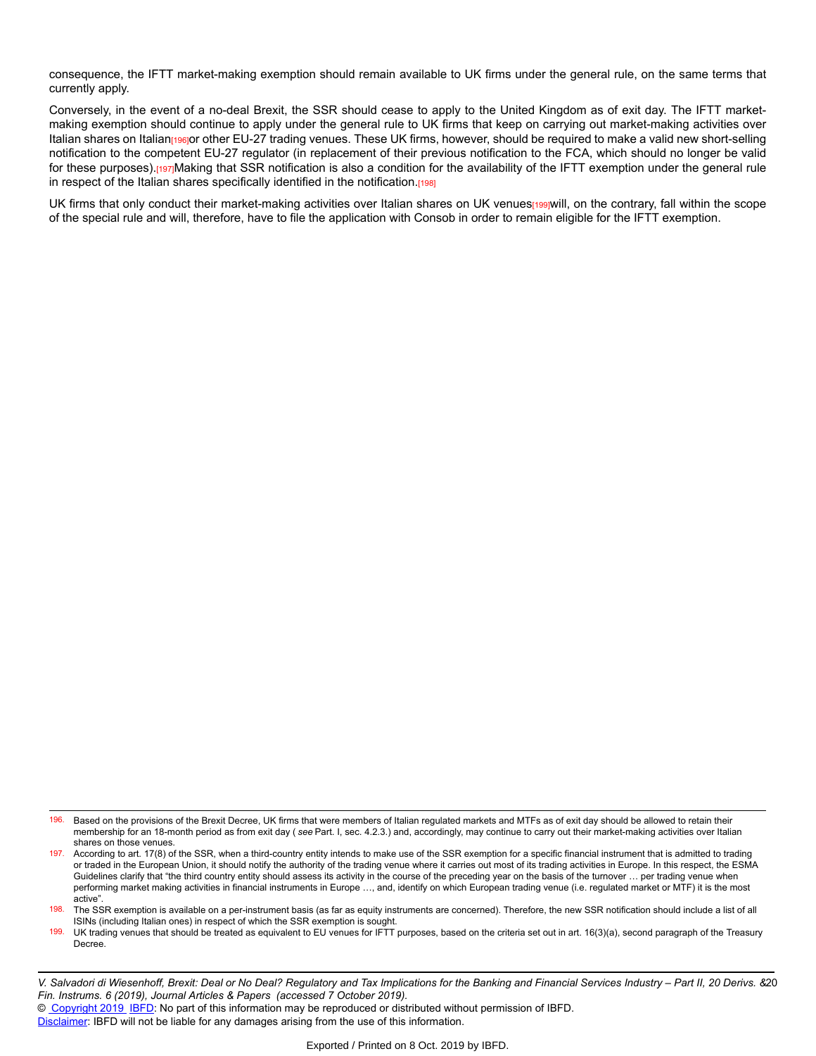consequence, the IFTT market-making exemption should remain available to UK firms under the general rule, on the same terms that currently apply.

Conversely, in the event of a no-deal Brexit, the SSR should cease to apply to the United Kingdom as of exit day. The IFTT market-making exemption should continue to apply under the general rule to UK firms that keep on carrying out market-making activities over Italian shares on Italian[196] or other EU-27 trading venues. These UK firms, however, should be required to make a valid new short-selling notification to the competent EU-27 regulator (in replacement of their previous notification to the FCA, which should no longer be valid for these purposes).[197] Making that SSR notification is also a condition for the availability of the IFTT exemption under the general rule in respect of the Italian shares specifically identified in the notification.[198]

UK firms that only conduct their market-making activities over Italian shares on UK venues[199] will, on the contrary, fall within the scope of the special rule and will, therefore, have to file the application with Consob in order to remain eligible for the IFTT exemption.

---

196. Based on the provisions of the Brexit Decree, UK firms that were members of Italian regulated markets and MTFs as of exit day should be allowed to retain their membership for an 18-month period as from exit day ( *see* Part. I, sec. 4.2.3.) and, accordingly, may continue to carry out their market-making activities over Italian shares on those venues.

197. According to art. 17(8) of the SSR, when a third-country entity intends to make use of the SSR exemption for a specific financial instrument that is admitted to trading or traded in the European Union, it should notify the authority of the trading venue where it carries out most of its trading activities in Europe. In this respect, the ESMA Guidelines clarify that "the third country entity should assess its activity in the course of the preceding year on the basis of the turnover … per trading venue when performing market making activities in financial instruments in Europe …, and, identify on which European trading venue (i.e. regulated market or MTF) it is the most active".

198. The SSR exemption is available on a per-instrument basis (as far as equity instruments are concerned). Therefore, the new SSR notification should include a list of all ISINs (including Italian ones) in respect of which the SSR exemption is sought.

199. UK trading venues that should be treated as equivalent to EU venues for IFTT purposes, based on the criteria set out in art. 16(3)(a), second paragraph of the Treasury Decree.